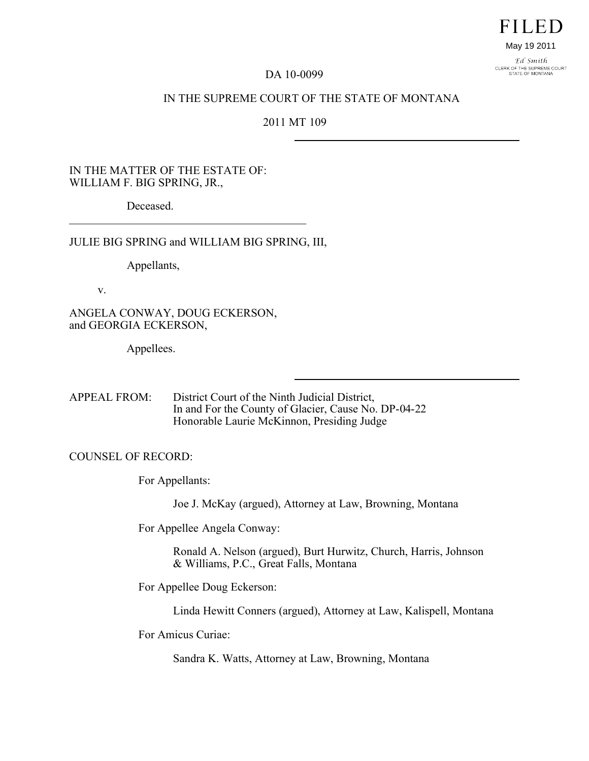FILED

May 19 2011

*Ed Smith*
CLERK OF THE SUPREME COURT
STATE OF MONTANA

DA 10-0099

IN THE SUPREME COURT OF THE STATE OF MONTANA

2011 MT 109

---

IN THE MATTER OF THE ESTATE OF:
WILLIAM F. BIG SPRING, JR.,

Deceased.

---

JULIE BIG SPRING and WILLIAM BIG SPRING, III,

Appellants,

v.

ANGELA CONWAY, DOUG ECKERSON,
and GEORGIA ECKERSON,

Appellees.

---

APPEAL FROM: District Court of the Ninth Judicial District,
In and For the County of Glacier, Cause No. DP-04-22
Honorable Laurie McKinnon, Presiding Judge

COUNSEL OF RECORD:

For Appellants:

Joe J. McKay (argued), Attorney at Law, Browning, Montana

For Appellee Angela Conway:

Ronald A. Nelson (argued), Burt Hurwitz, Church, Harris, Johnson & Williams, P.C., Great Falls, Montana

For Appellee Doug Eckerson:

Linda Hewitt Conners (argued), Attorney at Law, Kalispell, Montana

For Amicus Curiae:

Sandra K. Watts, Attorney at Law, Browning, Montana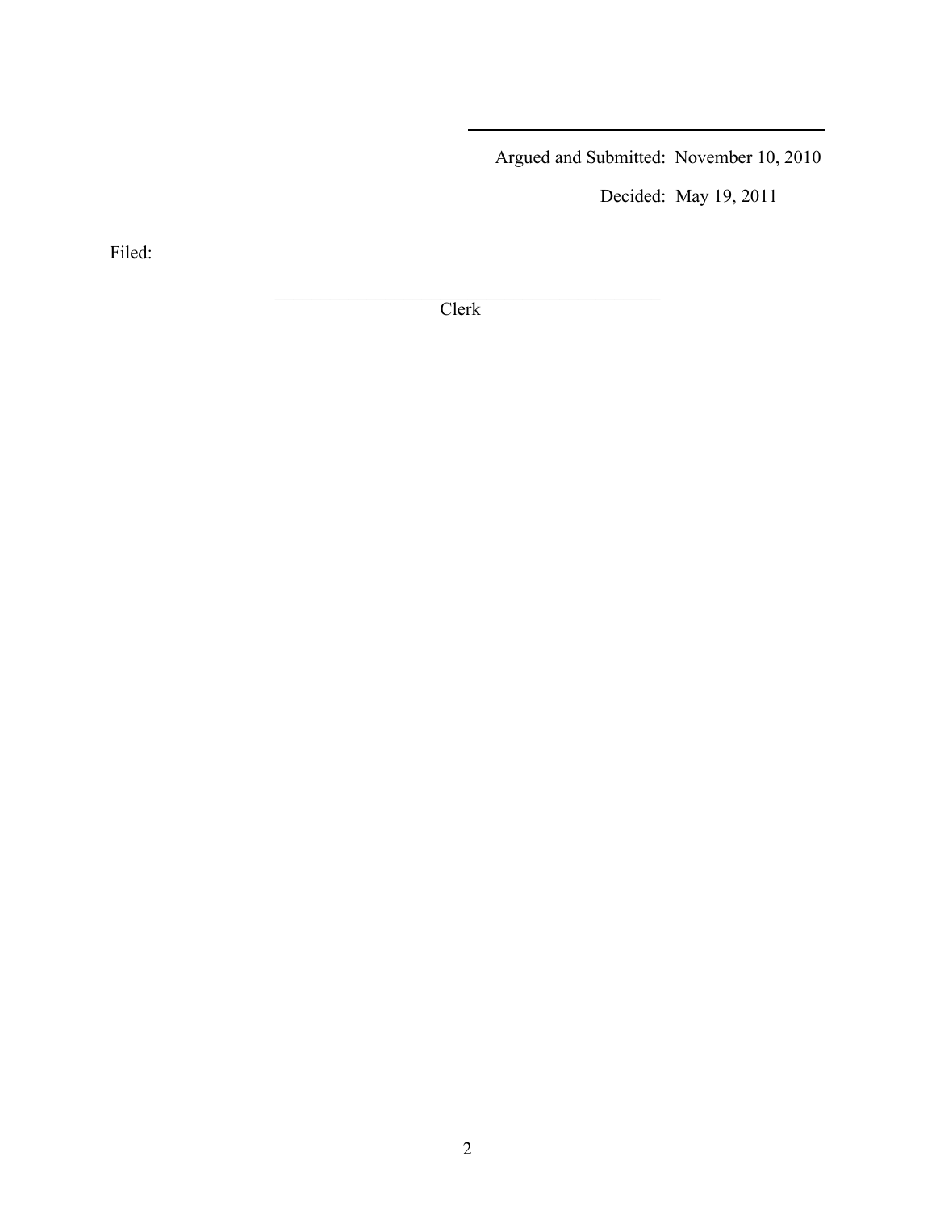Argued and Submitted: November 10, 2010

Decided: May 19, 2011

Filed:

\_\_\_\_\_\_\_\_\_\_\_\_\_\_\_\_\_\_\_\_\_\_\_\_\_\_\_\_\_\_\_\_\_\_\_\_\_\_\_\_\_\_\_\_\_\_

Clerk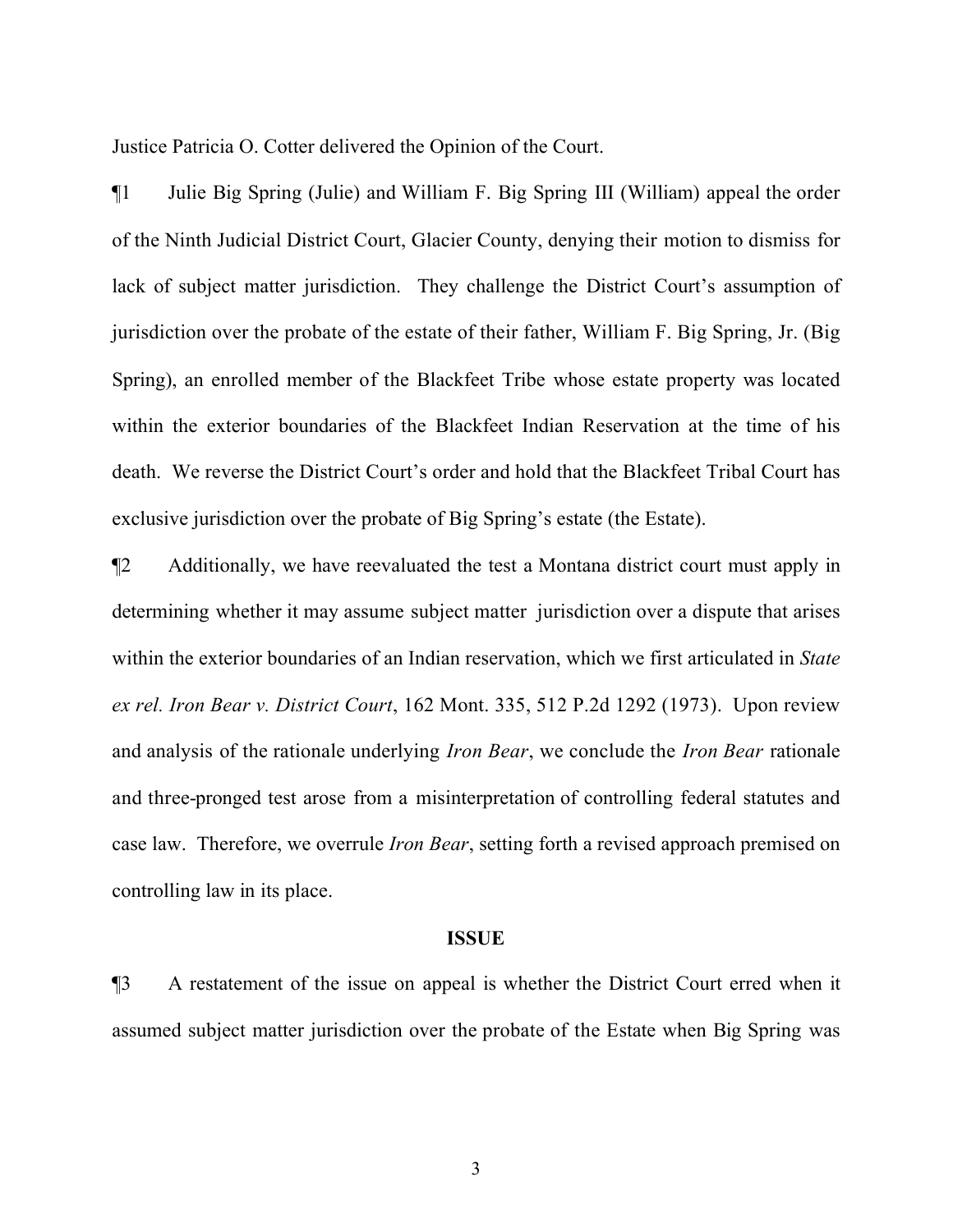Justice Patricia O. Cotter delivered the Opinion of the Court.

¶1 Julie Big Spring (Julie) and William F. Big Spring III (William) appeal the order of the Ninth Judicial District Court, Glacier County, denying their motion to dismiss for lack of subject matter jurisdiction. They challenge the District Court's assumption of jurisdiction over the probate of the estate of their father, William F. Big Spring, Jr. (Big Spring), an enrolled member of the Blackfeet Tribe whose estate property was located within the exterior boundaries of the Blackfeet Indian Reservation at the time of his death. We reverse the District Court's order and hold that the Blackfeet Tribal Court has exclusive jurisdiction over the probate of Big Spring's estate (the Estate).

¶2 Additionally, we have reevaluated the test a Montana district court must apply in determining whether it may assume subject matter jurisdiction over a dispute that arises within the exterior boundaries of an Indian reservation, which we first articulated in *State ex rel. Iron Bear v. District Court*, 162 Mont. 335, 512 P.2d 1292 (1973). Upon review and analysis of the rationale underlying *Iron Bear*, we conclude the *Iron Bear* rationale and three-pronged test arose from a misinterpretation of controlling federal statutes and case law. Therefore, we overrule *Iron Bear*, setting forth a revised approach premised on controlling law in its place.

## ISSUE

¶3 A restatement of the issue on appeal is whether the District Court erred when it assumed subject matter jurisdiction over the probate of the Estate when Big Spring was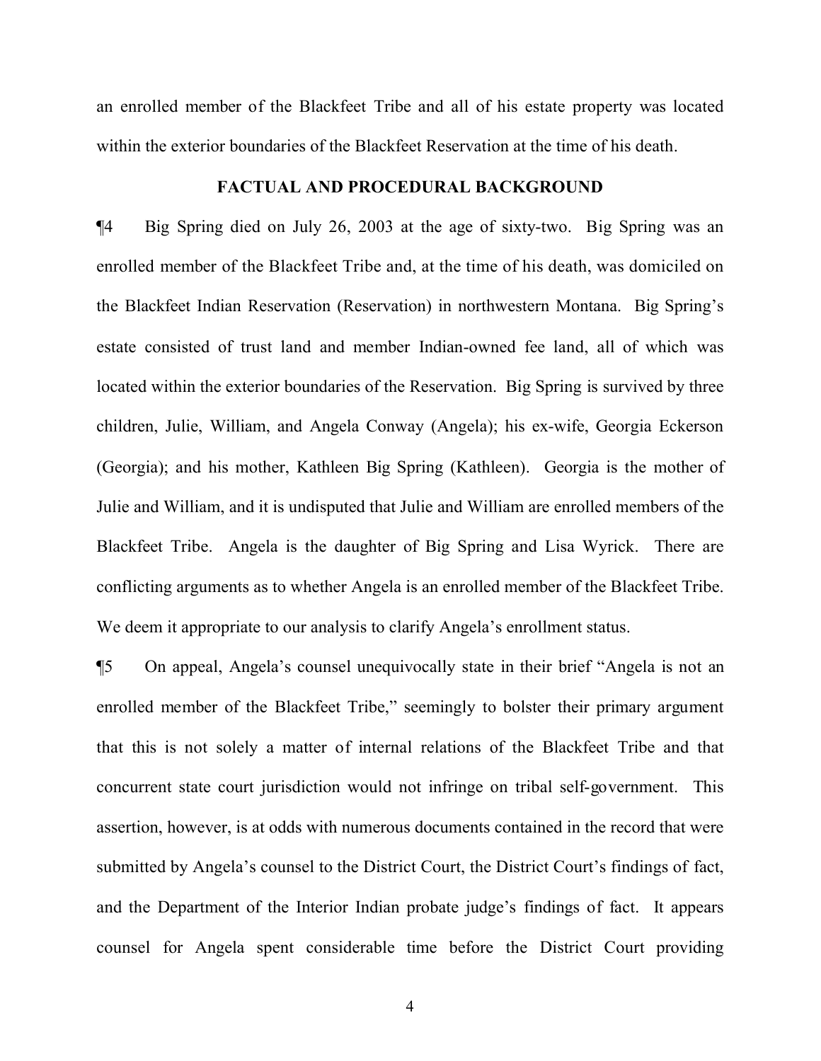an enrolled member of the Blackfeet Tribe and all of his estate property was located within the exterior boundaries of the Blackfeet Reservation at the time of his death.

## FACTUAL AND PROCEDURAL BACKGROUND

¶4 Big Spring died on July 26, 2003 at the age of sixty-two. Big Spring was an enrolled member of the Blackfeet Tribe and, at the time of his death, was domiciled on the Blackfeet Indian Reservation (Reservation) in northwestern Montana. Big Spring's estate consisted of trust land and member Indian-owned fee land, all of which was located within the exterior boundaries of the Reservation. Big Spring is survived by three children, Julie, William, and Angela Conway (Angela); his ex-wife, Georgia Eckerson (Georgia); and his mother, Kathleen Big Spring (Kathleen). Georgia is the mother of Julie and William, and it is undisputed that Julie and William are enrolled members of the Blackfeet Tribe. Angela is the daughter of Big Spring and Lisa Wyrick. There are conflicting arguments as to whether Angela is an enrolled member of the Blackfeet Tribe. We deem it appropriate to our analysis to clarify Angela's enrollment status.

¶5 On appeal, Angela's counsel unequivocally state in their brief "Angela is not an enrolled member of the Blackfeet Tribe," seemingly to bolster their primary argument that this is not solely a matter of internal relations of the Blackfeet Tribe and that concurrent state court jurisdiction would not infringe on tribal self-government. This assertion, however, is at odds with numerous documents contained in the record that were submitted by Angela's counsel to the District Court, the District Court's findings of fact, and the Department of the Interior Indian probate judge's findings of fact. It appears counsel for Angela spent considerable time before the District Court providing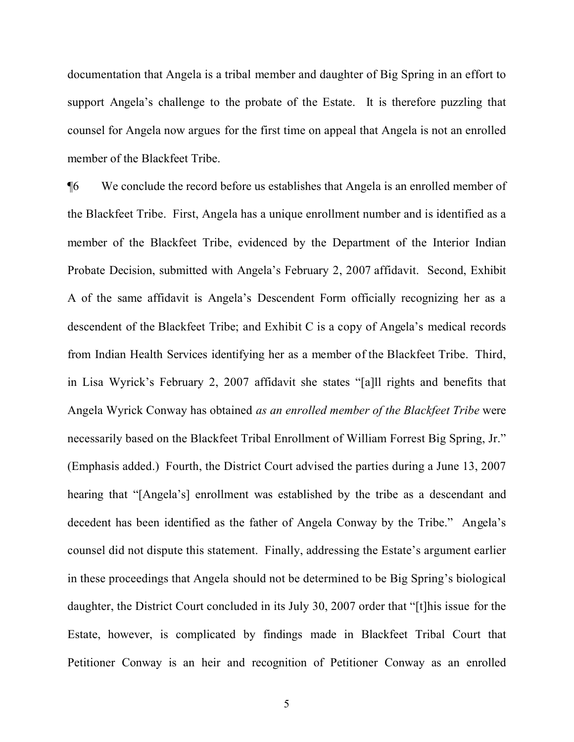documentation that Angela is a tribal member and daughter of Big Spring in an effort to support Angela's challenge to the probate of the Estate. It is therefore puzzling that counsel for Angela now argues for the first time on appeal that Angela is not an enrolled member of the Blackfeet Tribe.

¶6 We conclude the record before us establishes that Angela is an enrolled member of the Blackfeet Tribe. First, Angela has a unique enrollment number and is identified as a member of the Blackfeet Tribe, evidenced by the Department of the Interior Indian Probate Decision, submitted with Angela's February 2, 2007 affidavit. Second, Exhibit A of the same affidavit is Angela's Descendent Form officially recognizing her as a descendent of the Blackfeet Tribe; and Exhibit C is a copy of Angela's medical records from Indian Health Services identifying her as a member of the Blackfeet Tribe. Third, in Lisa Wyrick's February 2, 2007 affidavit she states "[a]ll rights and benefits that Angela Wyrick Conway has obtained *as an enrolled member of the Blackfeet Tribe* were necessarily based on the Blackfeet Tribal Enrollment of William Forrest Big Spring, Jr." (Emphasis added.) Fourth, the District Court advised the parties during a June 13, 2007 hearing that "[Angela's] enrollment was established by the tribe as a descendant and decedent has been identified as the father of Angela Conway by the Tribe." Angela's counsel did not dispute this statement. Finally, addressing the Estate's argument earlier in these proceedings that Angela should not be determined to be Big Spring's biological daughter, the District Court concluded in its July 30, 2007 order that "[t]his issue for the Estate, however, is complicated by findings made in Blackfeet Tribal Court that Petitioner Conway is an heir and recognition of Petitioner Conway as an enrolled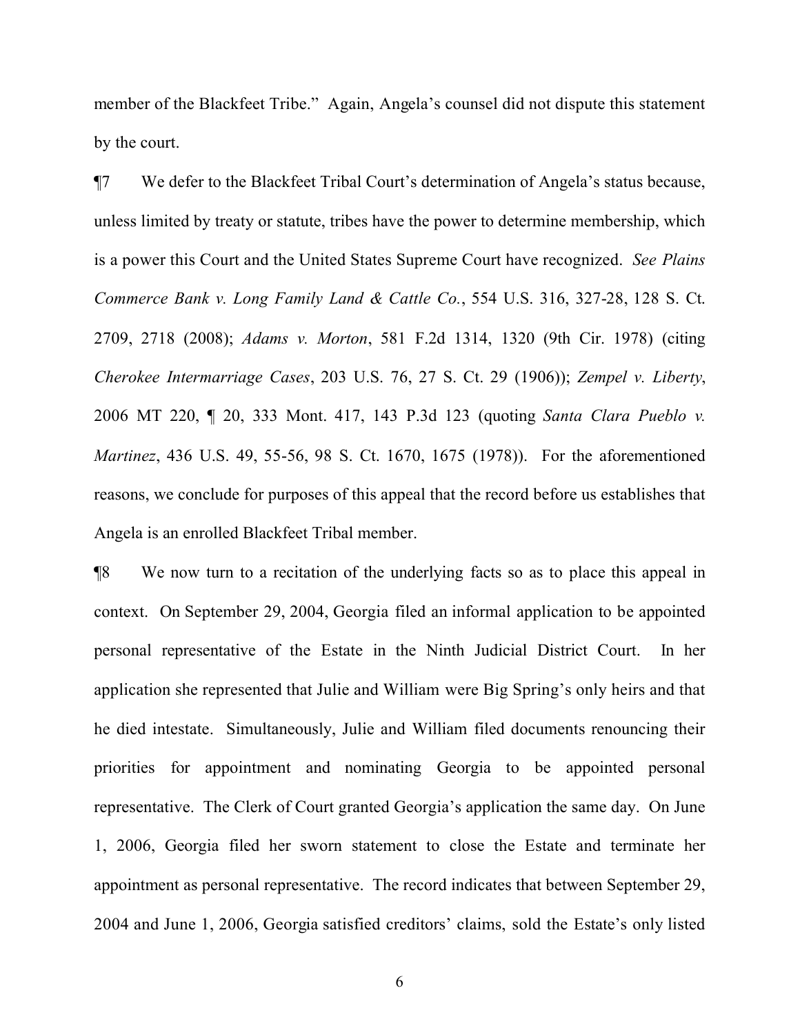member of the Blackfeet Tribe." Again, Angela's counsel did not dispute this statement by the court.

¶7 We defer to the Blackfeet Tribal Court's determination of Angela's status because, unless limited by treaty or statute, tribes have the power to determine membership, which is a power this Court and the United States Supreme Court have recognized. *See Plains Commerce Bank v. Long Family Land & Cattle Co.*, 554 U.S. 316, 327-28, 128 S. Ct. 2709, 2718 (2008); *Adams v. Morton*, 581 F.2d 1314, 1320 (9th Cir. 1978) (citing *Cherokee Intermarriage Cases*, 203 U.S. 76, 27 S. Ct. 29 (1906)); *Zempel v. Liberty*, 2006 MT 220, ¶ 20, 333 Mont. 417, 143 P.3d 123 (quoting *Santa Clara Pueblo v. Martinez*, 436 U.S. 49, 55-56, 98 S. Ct. 1670, 1675 (1978)). For the aforementioned reasons, we conclude for purposes of this appeal that the record before us establishes that Angela is an enrolled Blackfeet Tribal member.

¶8 We now turn to a recitation of the underlying facts so as to place this appeal in context. On September 29, 2004, Georgia filed an informal application to be appointed personal representative of the Estate in the Ninth Judicial District Court. In her application she represented that Julie and William were Big Spring's only heirs and that he died intestate. Simultaneously, Julie and William filed documents renouncing their priorities for appointment and nominating Georgia to be appointed personal representative. The Clerk of Court granted Georgia's application the same day. On June 1, 2006, Georgia filed her sworn statement to close the Estate and terminate her appointment as personal representative. The record indicates that between September 29, 2004 and June 1, 2006, Georgia satisfied creditors' claims, sold the Estate's only listed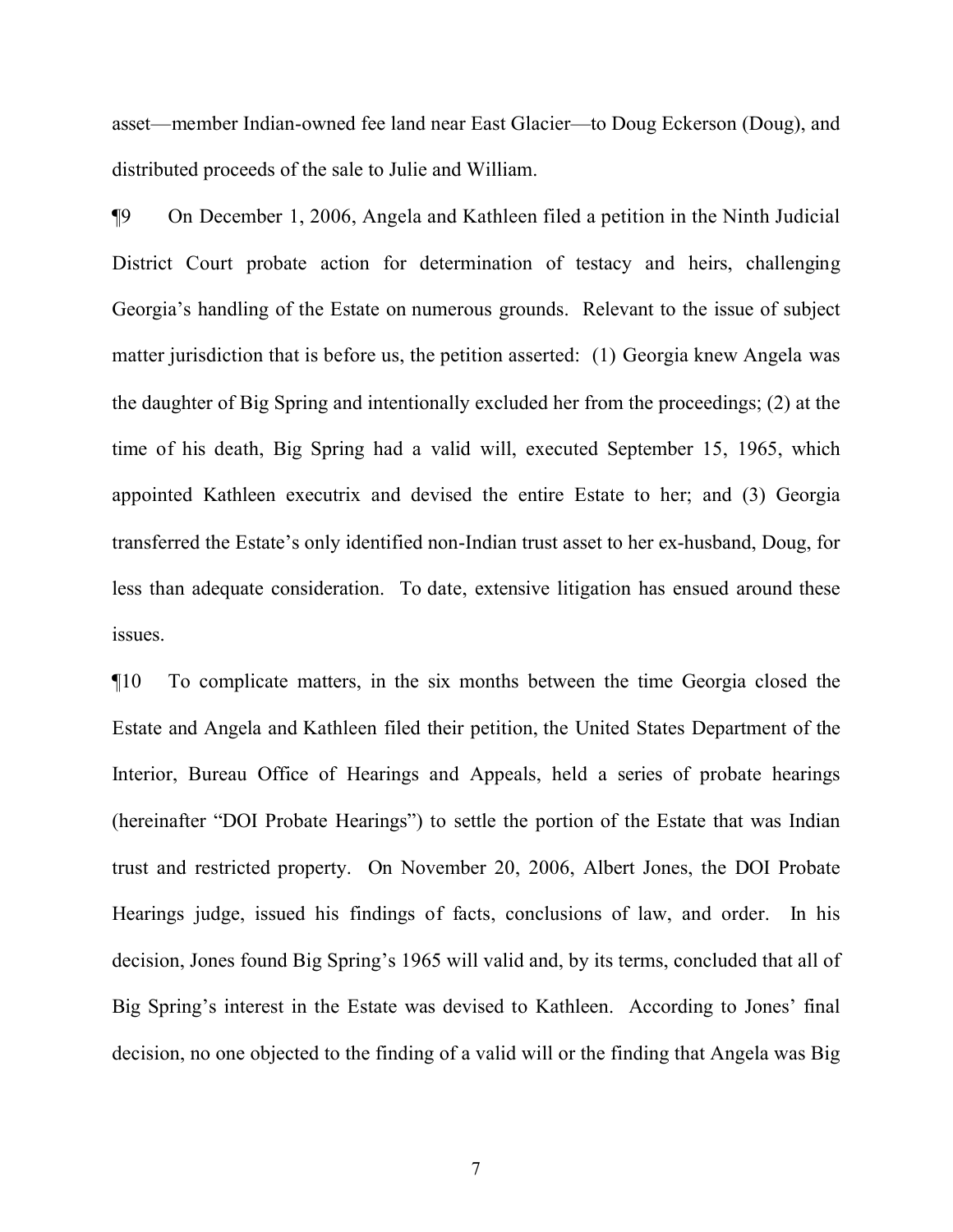asset—member Indian-owned fee land near East Glacier—to Doug Eckerson (Doug), and distributed proceeds of the sale to Julie and William.

¶9 On December 1, 2006, Angela and Kathleen filed a petition in the Ninth Judicial District Court probate action for determination of testacy and heirs, challenging Georgia's handling of the Estate on numerous grounds. Relevant to the issue of subject matter jurisdiction that is before us, the petition asserted: (1) Georgia knew Angela was the daughter of Big Spring and intentionally excluded her from the proceedings; (2) at the time of his death, Big Spring had a valid will, executed September 15, 1965, which appointed Kathleen executrix and devised the entire Estate to her; and (3) Georgia transferred the Estate's only identified non-Indian trust asset to her ex-husband, Doug, for less than adequate consideration. To date, extensive litigation has ensued around these issues.

¶10 To complicate matters, in the six months between the time Georgia closed the Estate and Angela and Kathleen filed their petition, the United States Department of the Interior, Bureau Office of Hearings and Appeals, held a series of probate hearings (hereinafter "DOI Probate Hearings") to settle the portion of the Estate that was Indian trust and restricted property. On November 20, 2006, Albert Jones, the DOI Probate Hearings judge, issued his findings of facts, conclusions of law, and order. In his decision, Jones found Big Spring's 1965 will valid and, by its terms, concluded that all of Big Spring's interest in the Estate was devised to Kathleen. According to Jones' final decision, no one objected to the finding of a valid will or the finding that Angela was Big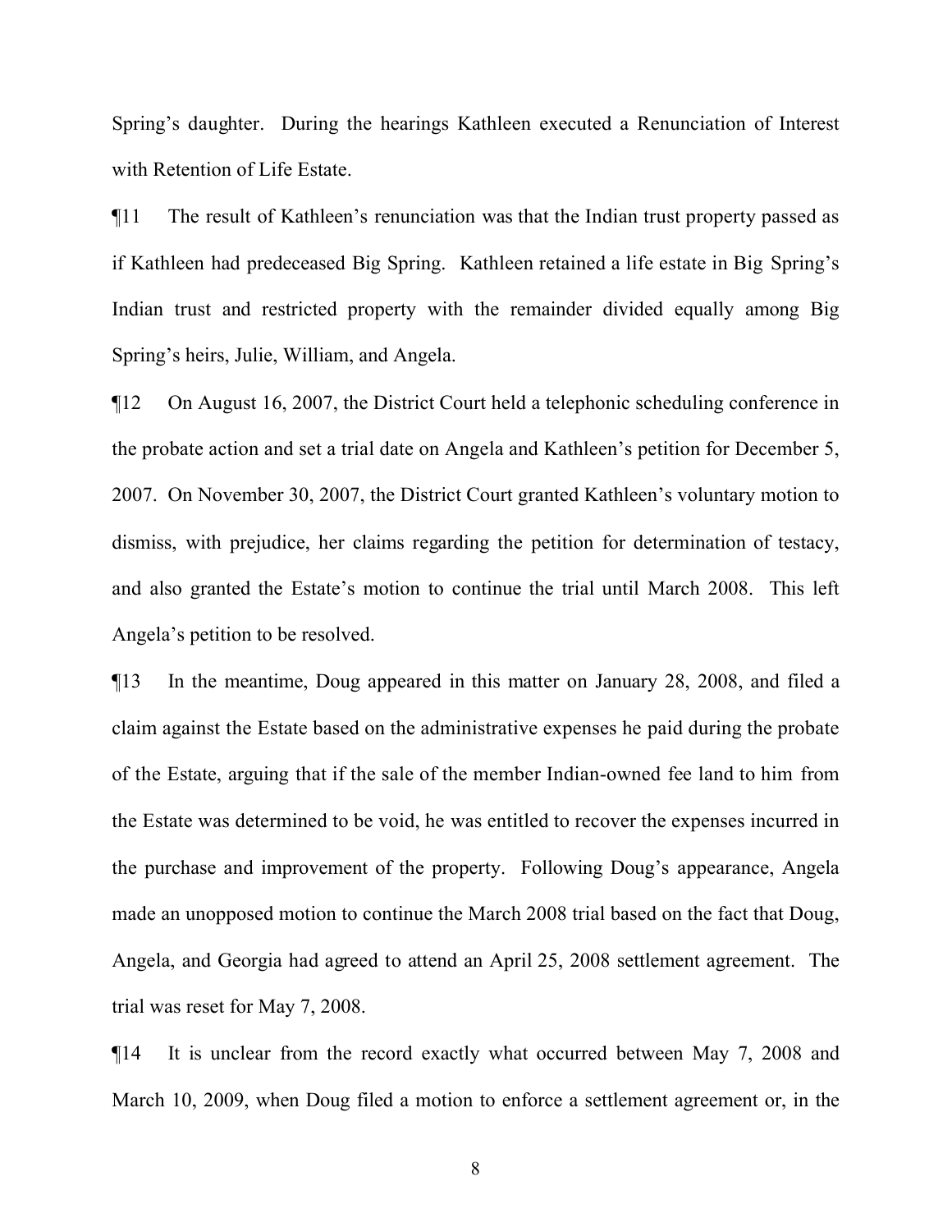Spring's daughter. During the hearings Kathleen executed a Renunciation of Interest with Retention of Life Estate.

¶11 The result of Kathleen's renunciation was that the Indian trust property passed as if Kathleen had predeceased Big Spring. Kathleen retained a life estate in Big Spring's Indian trust and restricted property with the remainder divided equally among Big Spring's heirs, Julie, William, and Angela.

¶12 On August 16, 2007, the District Court held a telephonic scheduling conference in the probate action and set a trial date on Angela and Kathleen's petition for December 5, 2007. On November 30, 2007, the District Court granted Kathleen's voluntary motion to dismiss, with prejudice, her claims regarding the petition for determination of testacy, and also granted the Estate's motion to continue the trial until March 2008. This left Angela's petition to be resolved.

¶13 In the meantime, Doug appeared in this matter on January 28, 2008, and filed a claim against the Estate based on the administrative expenses he paid during the probate of the Estate, arguing that if the sale of the member Indian-owned fee land to him from the Estate was determined to be void, he was entitled to recover the expenses incurred in the purchase and improvement of the property. Following Doug's appearance, Angela made an unopposed motion to continue the March 2008 trial based on the fact that Doug, Angela, and Georgia had agreed to attend an April 25, 2008 settlement agreement. The trial was reset for May 7, 2008.

¶14 It is unclear from the record exactly what occurred between May 7, 2008 and March 10, 2009, when Doug filed a motion to enforce a settlement agreement or, in the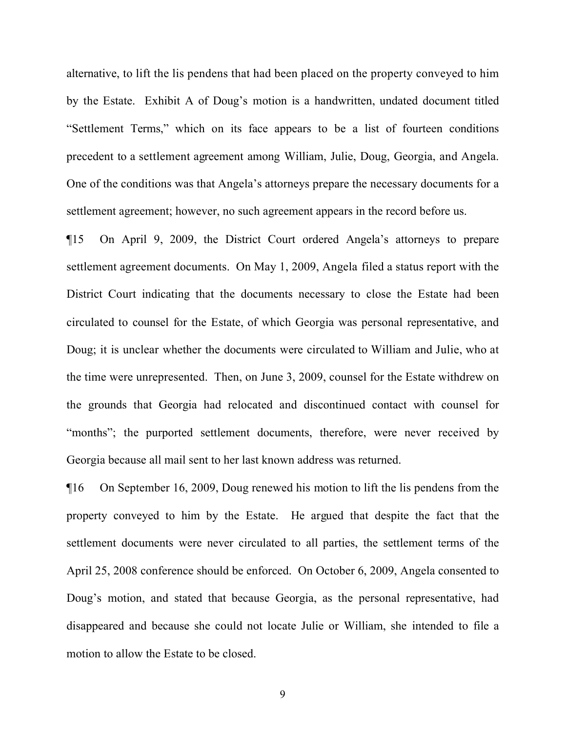alternative, to lift the lis pendens that had been placed on the property conveyed to him by the Estate. Exhibit A of Doug's motion is a handwritten, undated document titled "Settlement Terms," which on its face appears to be a list of fourteen conditions precedent to a settlement agreement among William, Julie, Doug, Georgia, and Angela. One of the conditions was that Angela's attorneys prepare the necessary documents for a settlement agreement; however, no such agreement appears in the record before us.

¶15 On April 9, 2009, the District Court ordered Angela's attorneys to prepare settlement agreement documents. On May 1, 2009, Angela filed a status report with the District Court indicating that the documents necessary to close the Estate had been circulated to counsel for the Estate, of which Georgia was personal representative, and Doug; it is unclear whether the documents were circulated to William and Julie, who at the time were unrepresented. Then, on June 3, 2009, counsel for the Estate withdrew on the grounds that Georgia had relocated and discontinued contact with counsel for "months"; the purported settlement documents, therefore, were never received by Georgia because all mail sent to her last known address was returned.

¶16 On September 16, 2009, Doug renewed his motion to lift the lis pendens from the property conveyed to him by the Estate. He argued that despite the fact that the settlement documents were never circulated to all parties, the settlement terms of the April 25, 2008 conference should be enforced. On October 6, 2009, Angela consented to Doug's motion, and stated that because Georgia, as the personal representative, had disappeared and because she could not locate Julie or William, she intended to file a motion to allow the Estate to be closed.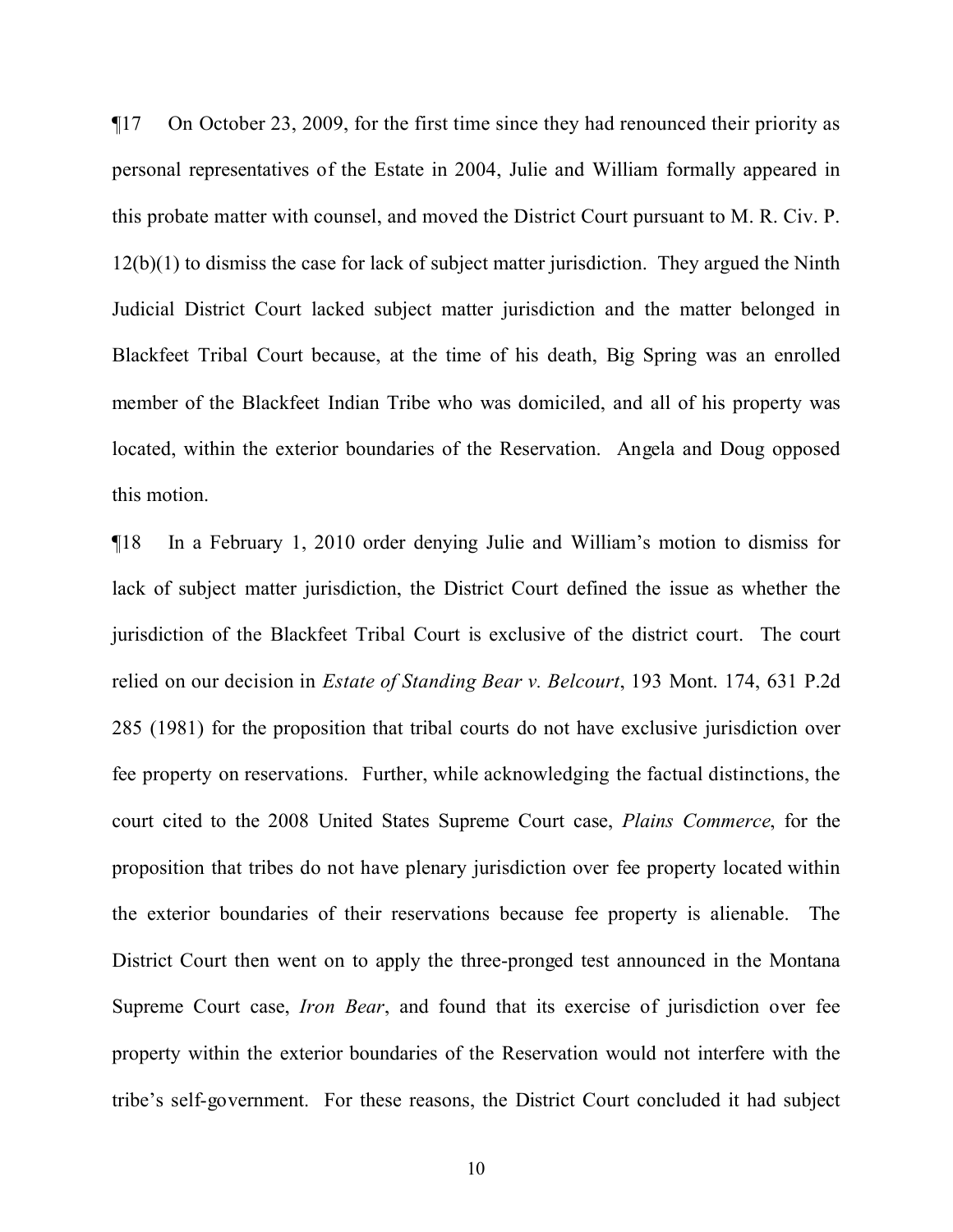¶17 On October 23, 2009, for the first time since they had renounced their priority as personal representatives of the Estate in 2004, Julie and William formally appeared in this probate matter with counsel, and moved the District Court pursuant to M. R. Civ. P. 12(b)(1) to dismiss the case for lack of subject matter jurisdiction. They argued the Ninth Judicial District Court lacked subject matter jurisdiction and the matter belonged in Blackfeet Tribal Court because, at the time of his death, Big Spring was an enrolled member of the Blackfeet Indian Tribe who was domiciled, and all of his property was located, within the exterior boundaries of the Reservation. Angela and Doug opposed this motion.

¶18 In a February 1, 2010 order denying Julie and William's motion to dismiss for lack of subject matter jurisdiction, the District Court defined the issue as whether the jurisdiction of the Blackfeet Tribal Court is exclusive of the district court. The court relied on our decision in *Estate of Standing Bear v. Belcourt*, 193 Mont. 174, 631 P.2d 285 (1981) for the proposition that tribal courts do not have exclusive jurisdiction over fee property on reservations. Further, while acknowledging the factual distinctions, the court cited to the 2008 United States Supreme Court case, *Plains Commerce*, for the proposition that tribes do not have plenary jurisdiction over fee property located within the exterior boundaries of their reservations because fee property is alienable. The District Court then went on to apply the three-pronged test announced in the Montana Supreme Court case, *Iron Bear*, and found that its exercise of jurisdiction over fee property within the exterior boundaries of the Reservation would not interfere with the tribe's self-government. For these reasons, the District Court concluded it had subject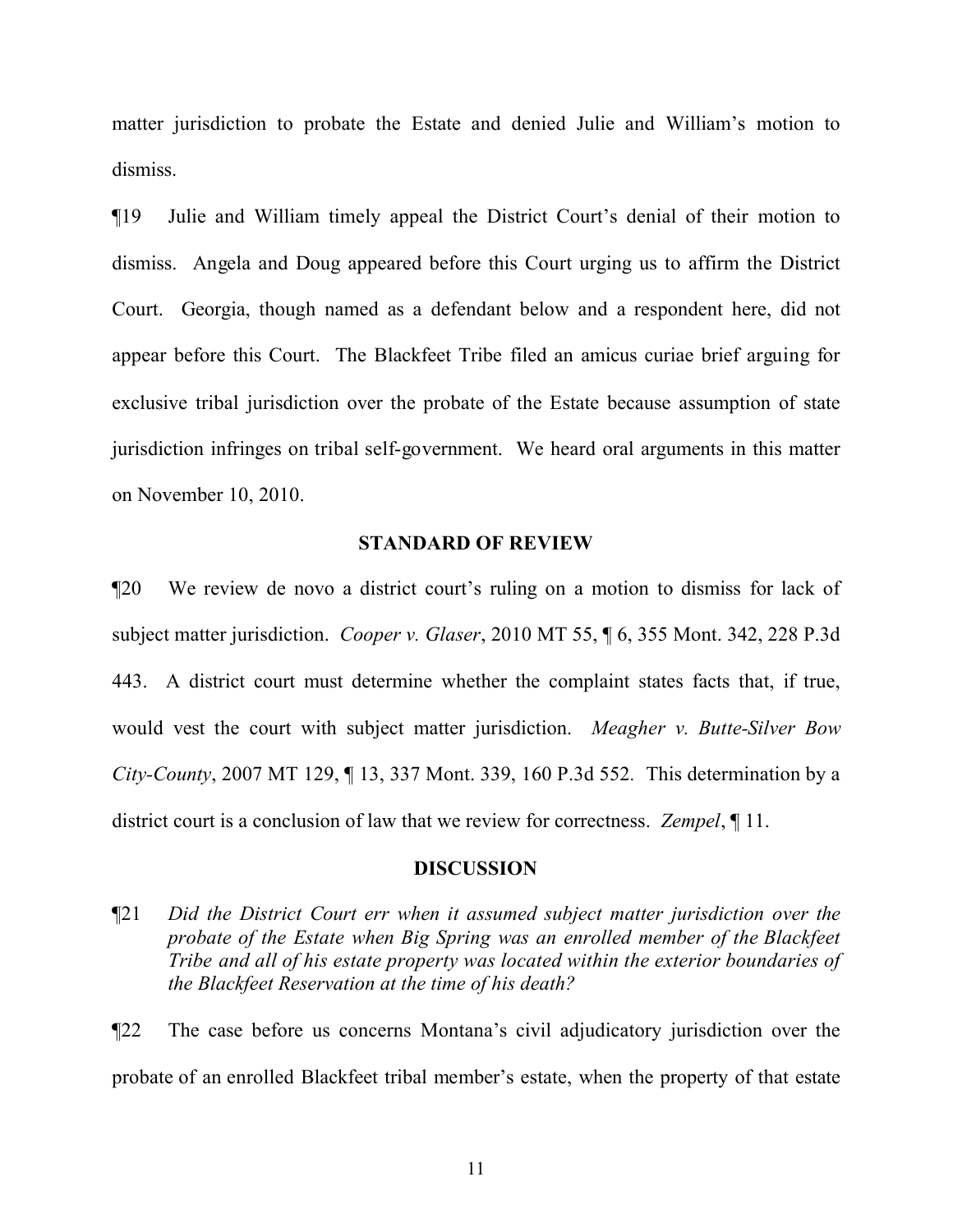matter jurisdiction to probate the Estate and denied Julie and William's motion to dismiss.

¶19 Julie and William timely appeal the District Court's denial of their motion to dismiss. Angela and Doug appeared before this Court urging us to affirm the District Court. Georgia, though named as a defendant below and a respondent here, did not appear before this Court. The Blackfeet Tribe filed an amicus curiae brief arguing for exclusive tribal jurisdiction over the probate of the Estate because assumption of state jurisdiction infringes on tribal self-government. We heard oral arguments in this matter on November 10, 2010.

## STANDARD OF REVIEW

¶20 We review de novo a district court's ruling on a motion to dismiss for lack of subject matter jurisdiction. *Cooper v. Glaser*, 2010 MT 55, ¶ 6, 355 Mont. 342, 228 P.3d 443. A district court must determine whether the complaint states facts that, if true, would vest the court with subject matter jurisdiction. *Meagher v. Butte-Silver Bow City-County*, 2007 MT 129, ¶ 13, 337 Mont. 339, 160 P.3d 552. This determination by a district court is a conclusion of law that we review for correctness. *Zempel*, ¶ 11.

## DISCUSSION

¶21 *Did the District Court err when it assumed subject matter jurisdiction over the probate of the Estate when Big Spring was an enrolled member of the Blackfeet Tribe and all of his estate property was located within the exterior boundaries of the Blackfeet Reservation at the time of his death?*

¶22 The case before us concerns Montana's civil adjudicatory jurisdiction over the probate of an enrolled Blackfeet tribal member's estate, when the property of that estate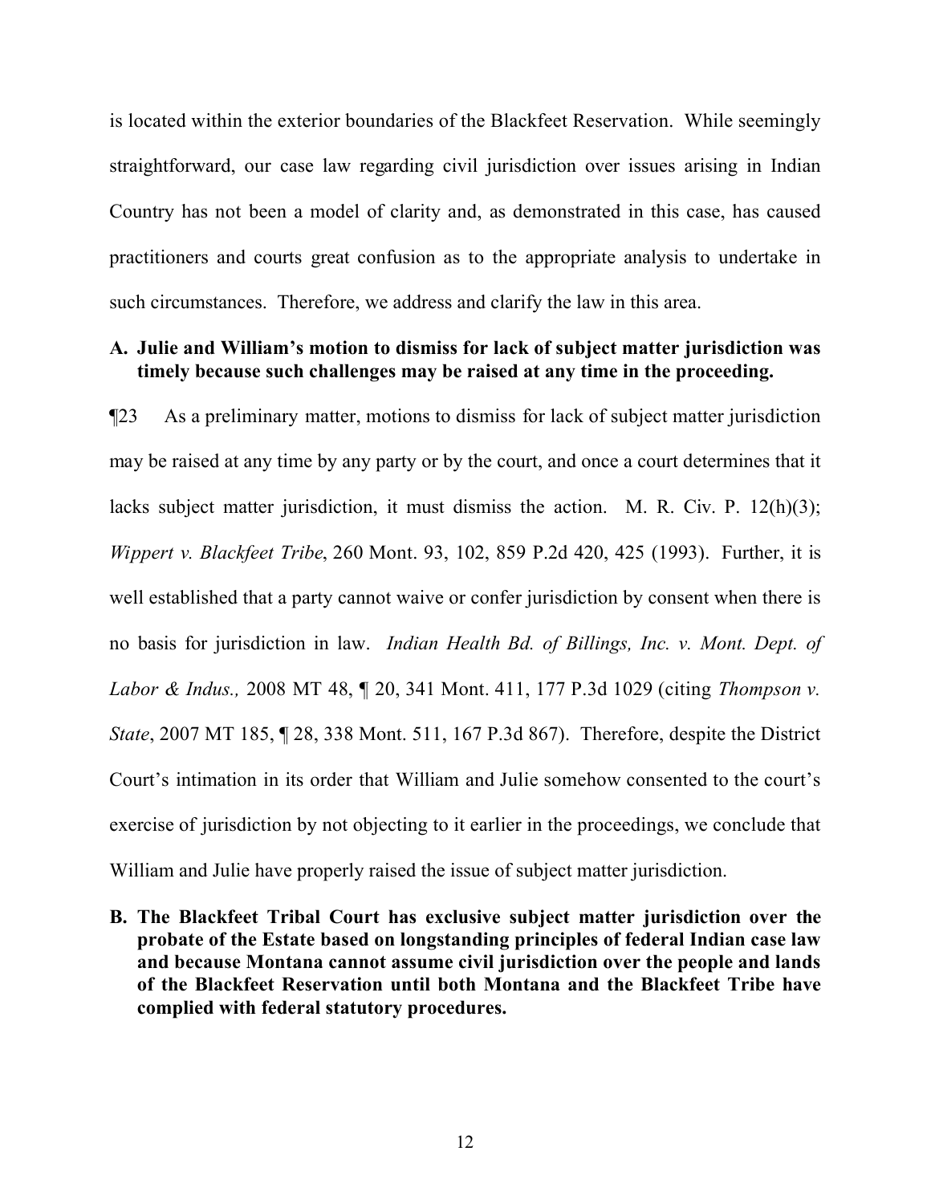is located within the exterior boundaries of the Blackfeet Reservation. While seemingly straightforward, our case law regarding civil jurisdiction over issues arising in Indian Country has not been a model of clarity and, as demonstrated in this case, has caused practitioners and courts great confusion as to the appropriate analysis to undertake in such circumstances. Therefore, we address and clarify the law in this area.

**A. Julie and William's motion to dismiss for lack of subject matter jurisdiction was timely because such challenges may be raised at any time in the proceeding.**

¶23 As a preliminary matter, motions to dismiss for lack of subject matter jurisdiction may be raised at any time by any party or by the court, and once a court determines that it lacks subject matter jurisdiction, it must dismiss the action. M. R. Civ. P. 12(h)(3); *Wippert v. Blackfeet Tribe*, 260 Mont. 93, 102, 859 P.2d 420, 425 (1993). Further, it is well established that a party cannot waive or confer jurisdiction by consent when there is no basis for jurisdiction in law. *Indian Health Bd. of Billings, Inc. v. Mont. Dept. of Labor & Indus.,* 2008 MT 48, ¶ 20, 341 Mont. 411, 177 P.3d 1029 (citing *Thompson v. State*, 2007 MT 185, ¶ 28, 338 Mont. 511, 167 P.3d 867). Therefore, despite the District Court's intimation in its order that William and Julie somehow consented to the court's exercise of jurisdiction by not objecting to it earlier in the proceedings, we conclude that William and Julie have properly raised the issue of subject matter jurisdiction.

**B. The Blackfeet Tribal Court has exclusive subject matter jurisdiction over the probate of the Estate based on longstanding principles of federal Indian case law and because Montana cannot assume civil jurisdiction over the people and lands of the Blackfeet Reservation until both Montana and the Blackfeet Tribe have complied with federal statutory procedures.**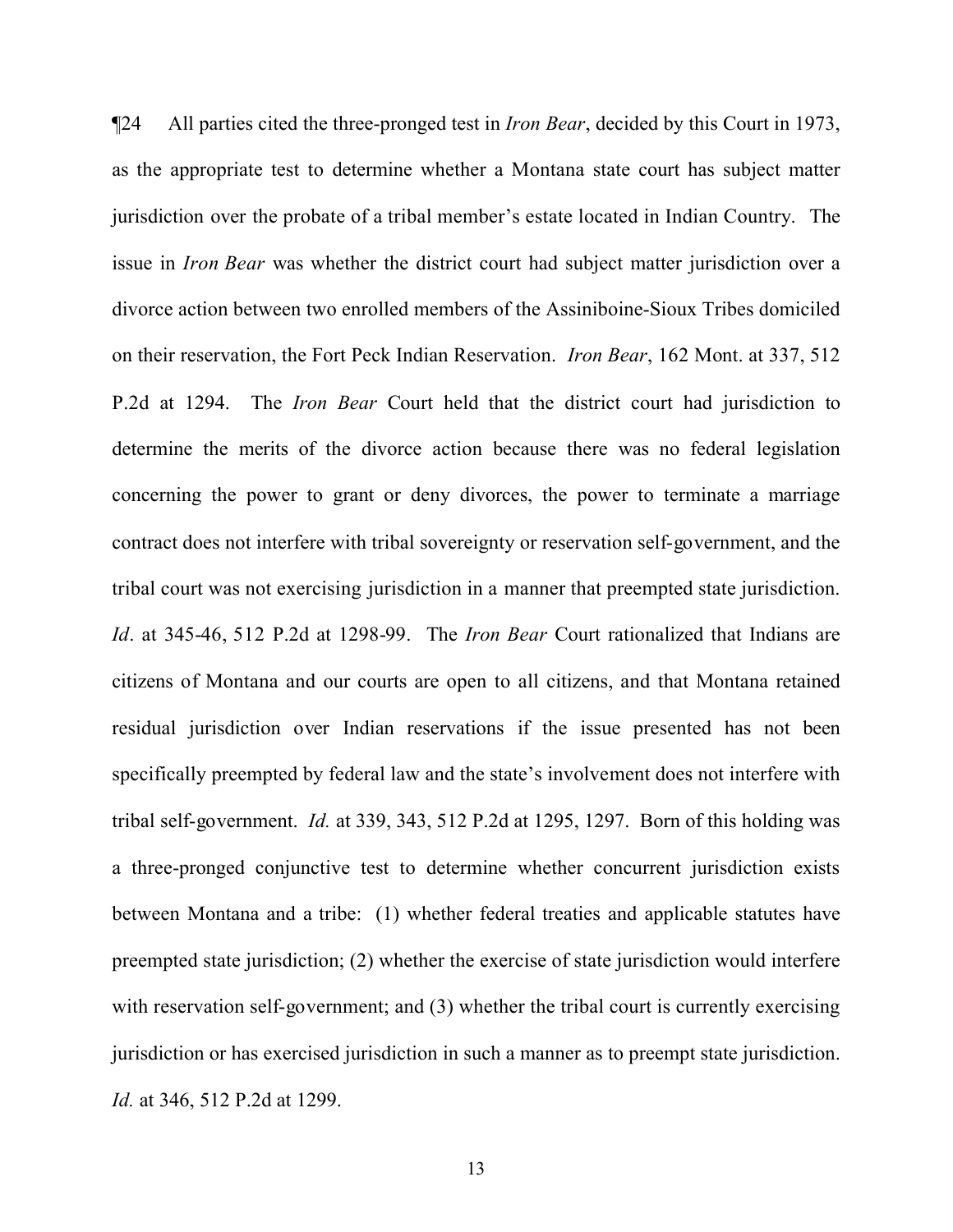¶24 All parties cited the three-pronged test in *Iron Bear*, decided by this Court in 1973, as the appropriate test to determine whether a Montana state court has subject matter jurisdiction over the probate of a tribal member's estate located in Indian Country. The issue in *Iron Bear* was whether the district court had subject matter jurisdiction over a divorce action between two enrolled members of the Assiniboine-Sioux Tribes domiciled on their reservation, the Fort Peck Indian Reservation. *Iron Bear*, 162 Mont. at 337, 512 P.2d at 1294. The *Iron Bear* Court held that the district court had jurisdiction to determine the merits of the divorce action because there was no federal legislation concerning the power to grant or deny divorces, the power to terminate a marriage contract does not interfere with tribal sovereignty or reservation self-government, and the tribal court was not exercising jurisdiction in a manner that preempted state jurisdiction. *Id*. at 345-46, 512 P.2d at 1298-99. The *Iron Bear* Court rationalized that Indians are citizens of Montana and our courts are open to all citizens, and that Montana retained residual jurisdiction over Indian reservations if the issue presented has not been specifically preempted by federal law and the state's involvement does not interfere with tribal self-government. *Id.* at 339, 343, 512 P.2d at 1295, 1297. Born of this holding was a three-pronged conjunctive test to determine whether concurrent jurisdiction exists between Montana and a tribe: (1) whether federal treaties and applicable statutes have preempted state jurisdiction; (2) whether the exercise of state jurisdiction would interfere with reservation self-government; and (3) whether the tribal court is currently exercising jurisdiction or has exercised jurisdiction in such a manner as to preempt state jurisdiction. *Id.* at 346, 512 P.2d at 1299.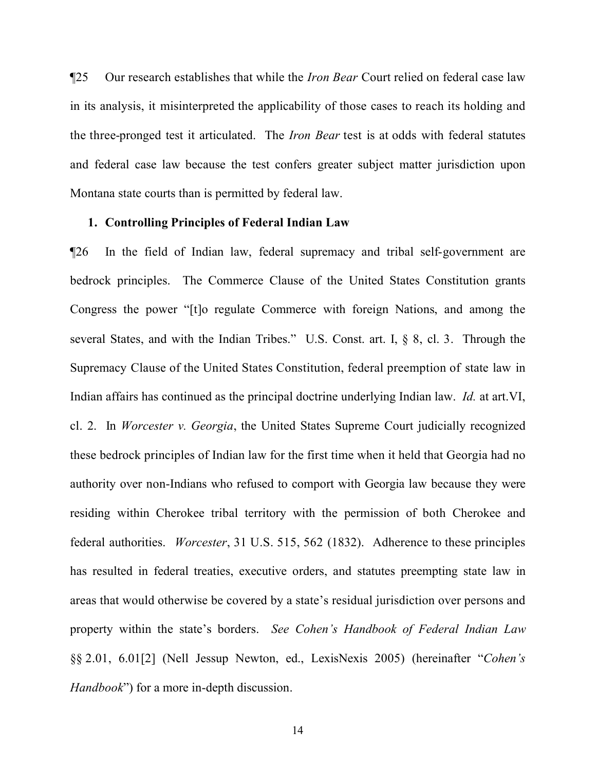¶25 Our research establishes that while the *Iron Bear* Court relied on federal case law in its analysis, it misinterpreted the applicability of those cases to reach its holding and the three-pronged test it articulated. The *Iron Bear* test is at odds with federal statutes and federal case law because the test confers greater subject matter jurisdiction upon Montana state courts than is permitted by federal law.

**1. Controlling Principles of Federal Indian Law**

¶26 In the field of Indian law, federal supremacy and tribal self-government are bedrock principles. The Commerce Clause of the United States Constitution grants Congress the power "[t]o regulate Commerce with foreign Nations, and among the several States, and with the Indian Tribes." U.S. Const. art. I, § 8, cl. 3. Through the Supremacy Clause of the United States Constitution, federal preemption of state law in Indian affairs has continued as the principal doctrine underlying Indian law. *Id.* at art.VI, cl. 2. In *Worcester v. Georgia*, the United States Supreme Court judicially recognized these bedrock principles of Indian law for the first time when it held that Georgia had no authority over non-Indians who refused to comport with Georgia law because they were residing within Cherokee tribal territory with the permission of both Cherokee and federal authorities. *Worcester*, 31 U.S. 515, 562 (1832). Adherence to these principles has resulted in federal treaties, executive orders, and statutes preempting state law in areas that would otherwise be covered by a state's residual jurisdiction over persons and property within the state's borders. *See Cohen's Handbook of Federal Indian Law* §§ 2.01, 6.01[2] (Nell Jessup Newton, ed., LexisNexis 2005) (hereinafter "*Cohen's Handbook*") for a more in-depth discussion.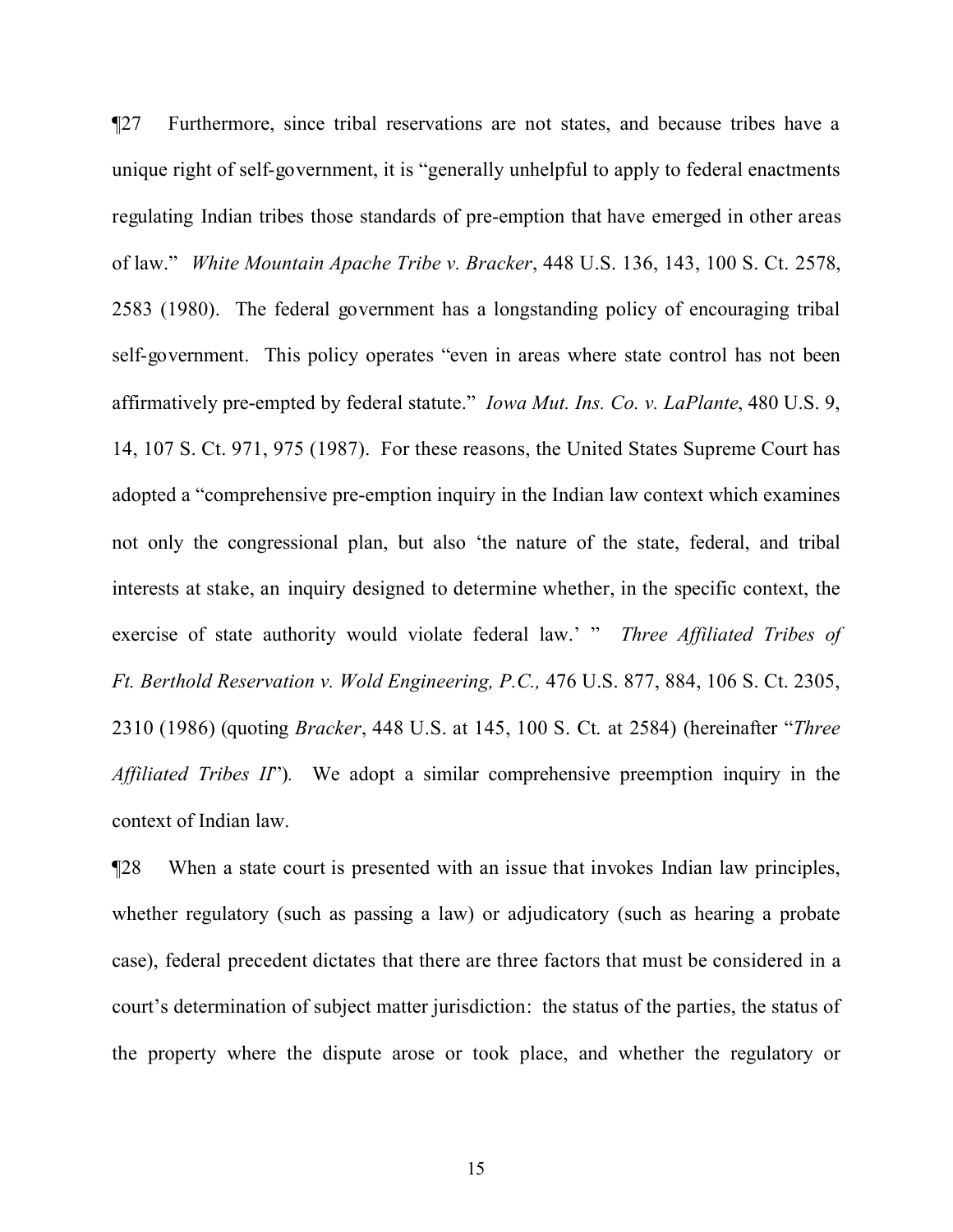¶27 Furthermore, since tribal reservations are not states, and because tribes have a unique right of self-government, it is "generally unhelpful to apply to federal enactments regulating Indian tribes those standards of pre-emption that have emerged in other areas of law." *White Mountain Apache Tribe v. Bracker*, 448 U.S. 136, 143, 100 S. Ct. 2578, 2583 (1980). The federal government has a longstanding policy of encouraging tribal self-government. This policy operates "even in areas where state control has not been affirmatively pre-empted by federal statute." *Iowa Mut. Ins. Co. v. LaPlante*, 480 U.S. 9, 14, 107 S. Ct. 971, 975 (1987). For these reasons, the United States Supreme Court has adopted a "comprehensive pre-emption inquiry in the Indian law context which examines not only the congressional plan, but also 'the nature of the state, federal, and tribal interests at stake, an inquiry designed to determine whether, in the specific context, the exercise of state authority would violate federal law.' " *Three Affiliated Tribes of Ft. Berthold Reservation v. Wold Engineering, P.C.,* 476 U.S. 877, 884, 106 S. Ct. 2305, 2310 (1986) (quoting *Bracker*, 448 U.S. at 145, 100 S. Ct. at 2584) (hereinafter "*Three Affiliated Tribes II*"). We adopt a similar comprehensive preemption inquiry in the context of Indian law.

¶28 When a state court is presented with an issue that invokes Indian law principles, whether regulatory (such as passing a law) or adjudicatory (such as hearing a probate case), federal precedent dictates that there are three factors that must be considered in a court's determination of subject matter jurisdiction: the status of the parties, the status of the property where the dispute arose or took place, and whether the regulatory or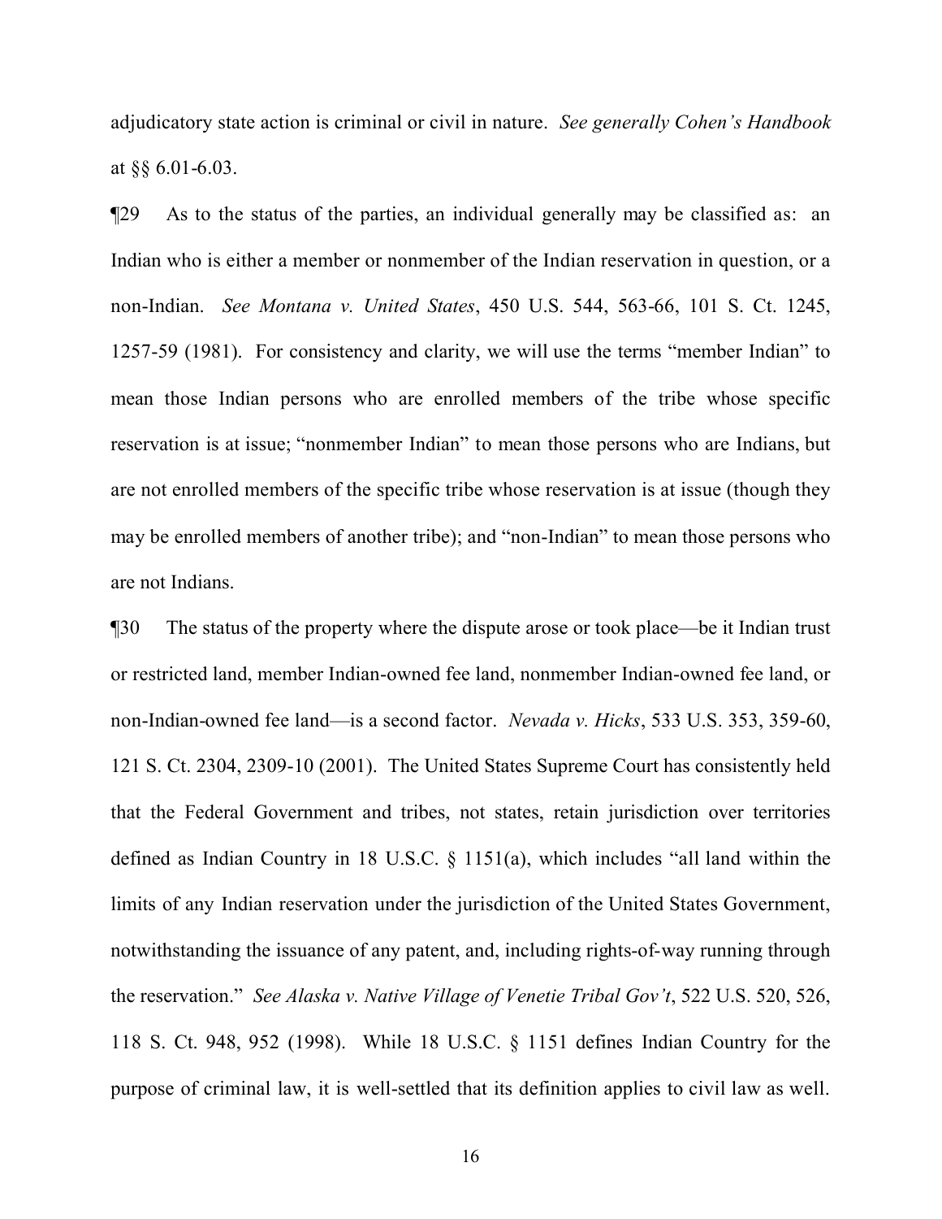adjudicatory state action is criminal or civil in nature. *See generally Cohen's Handbook* at §§ 6.01-6.03.

¶29 As to the status of the parties, an individual generally may be classified as: an Indian who is either a member or nonmember of the Indian reservation in question, or a non-Indian. *See Montana v. United States*, 450 U.S. 544, 563-66, 101 S. Ct. 1245, 1257-59 (1981). For consistency and clarity, we will use the terms "member Indian" to mean those Indian persons who are enrolled members of the tribe whose specific reservation is at issue; "nonmember Indian" to mean those persons who are Indians, but are not enrolled members of the specific tribe whose reservation is at issue (though they may be enrolled members of another tribe); and "non-Indian" to mean those persons who are not Indians.

¶30 The status of the property where the dispute arose or took place—be it Indian trust or restricted land, member Indian-owned fee land, nonmember Indian-owned fee land, or non-Indian-owned fee land—is a second factor. *Nevada v. Hicks*, 533 U.S. 353, 359-60, 121 S. Ct. 2304, 2309-10 (2001). The United States Supreme Court has consistently held that the Federal Government and tribes, not states, retain jurisdiction over territories defined as Indian Country in 18 U.S.C. § 1151(a), which includes "all land within the limits of any Indian reservation under the jurisdiction of the United States Government, notwithstanding the issuance of any patent, and, including rights-of-way running through the reservation." *See Alaska v. Native Village of Venetie Tribal Gov't*, 522 U.S. 520, 526, 118 S. Ct. 948, 952 (1998). While 18 U.S.C. § 1151 defines Indian Country for the purpose of criminal law, it is well-settled that its definition applies to civil law as well.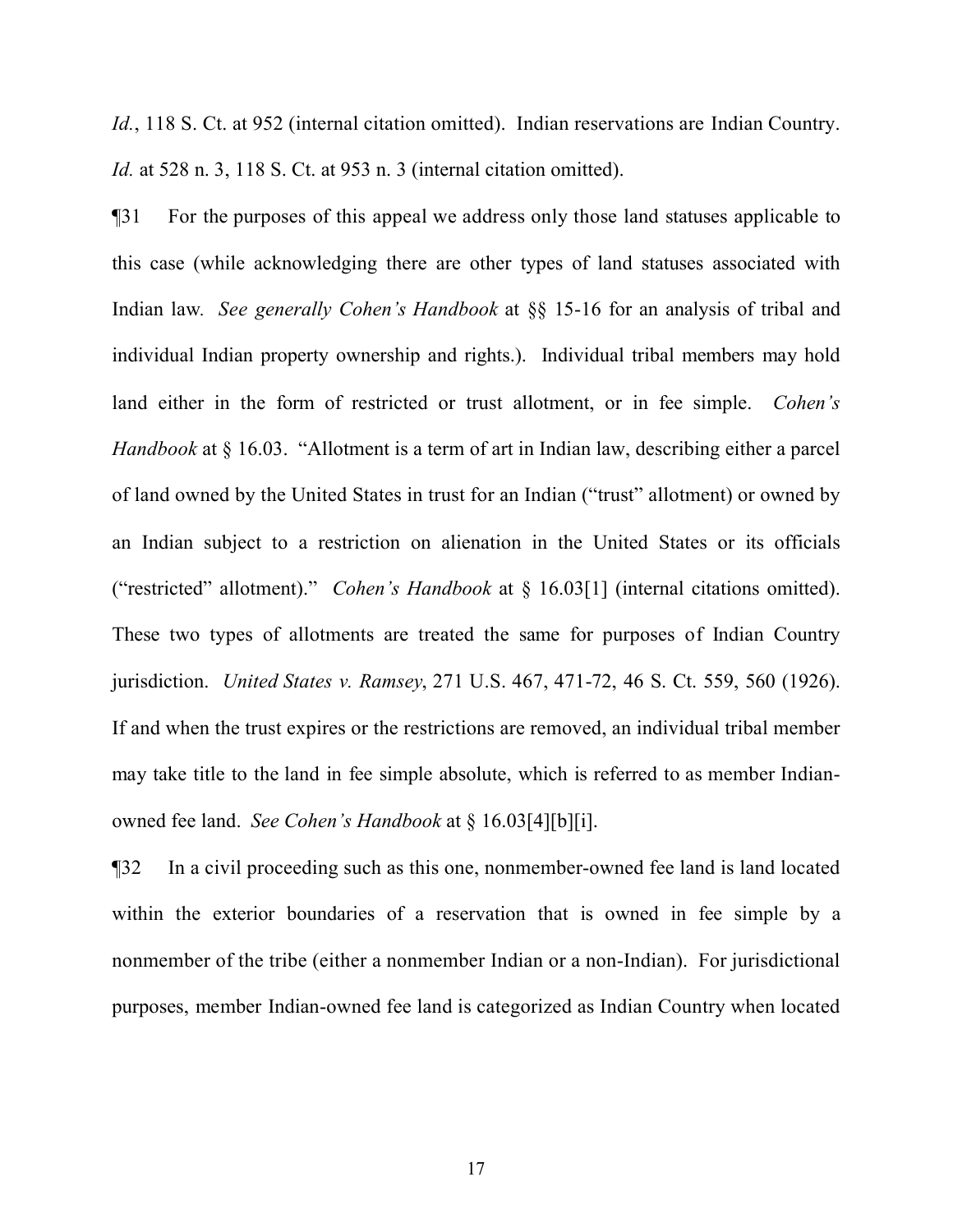*Id.*, 118 S. Ct. at 952 (internal citation omitted). Indian reservations are Indian Country. *Id.* at 528 n. 3, 118 S. Ct. at 953 n. 3 (internal citation omitted).

¶31 For the purposes of this appeal we address only those land statuses applicable to this case (while acknowledging there are other types of land statuses associated with Indian law. *See generally Cohen's Handbook* at §§ 15-16 for an analysis of tribal and individual Indian property ownership and rights.). Individual tribal members may hold land either in the form of restricted or trust allotment, or in fee simple. *Cohen's Handbook* at § 16.03. "Allotment is a term of art in Indian law, describing either a parcel of land owned by the United States in trust for an Indian ("trust" allotment) or owned by an Indian subject to a restriction on alienation in the United States or its officials ("restricted" allotment)." *Cohen's Handbook* at § 16.03[1] (internal citations omitted). These two types of allotments are treated the same for purposes of Indian Country jurisdiction. *United States v. Ramsey*, 271 U.S. 467, 471-72, 46 S. Ct. 559, 560 (1926). If and when the trust expires or the restrictions are removed, an individual tribal member may take title to the land in fee simple absolute, which is referred to as member Indian-owned fee land. *See Cohen's Handbook* at § 16.03[4][b][i].

¶32 In a civil proceeding such as this one, nonmember-owned fee land is land located within the exterior boundaries of a reservation that is owned in fee simple by a nonmember of the tribe (either a nonmember Indian or a non-Indian). For jurisdictional purposes, member Indian-owned fee land is categorized as Indian Country when located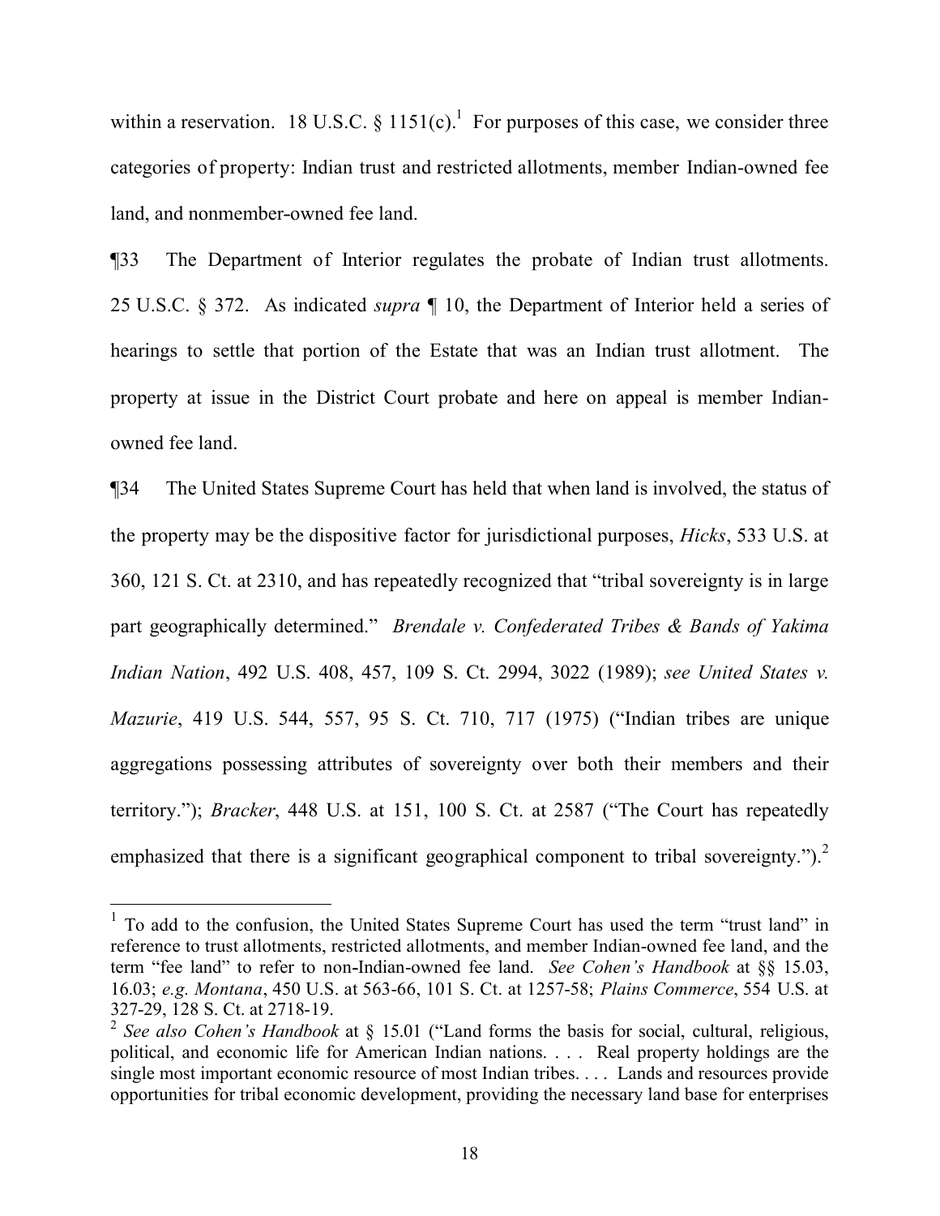within a reservation. 18 U.S.C. § 1151(c).[1] For purposes of this case, we consider three categories of property: Indian trust and restricted allotments, member Indian-owned fee land, and nonmember-owned fee land.

¶33 The Department of Interior regulates the probate of Indian trust allotments. 25 U.S.C. § 372. As indicated *supra* ¶ 10, the Department of Interior held a series of hearings to settle that portion of the Estate that was an Indian trust allotment. The property at issue in the District Court probate and here on appeal is member Indian-owned fee land.

¶34 The United States Supreme Court has held that when land is involved, the status of the property may be the dispositive factor for jurisdictional purposes, *Hicks*, 533 U.S. at 360, 121 S. Ct. at 2310, and has repeatedly recognized that "tribal sovereignty is in large part geographically determined." *Brendale v. Confederated Tribes & Bands of Yakima Indian Nation*, 492 U.S. 408, 457, 109 S. Ct. 2994, 3022 (1989); *see United States v. Mazurie*, 419 U.S. 544, 557, 95 S. Ct. 710, 717 (1975) ("Indian tribes are unique aggregations possessing attributes of sovereignty over both their members and their territory."); *Bracker*, 448 U.S. at 151, 100 S. Ct. at 2587 ("The Court has repeatedly emphasized that there is a significant geographical component to tribal sovereignty.").[2]

---

[1] To add to the confusion, the United States Supreme Court has used the term "trust land" in reference to trust allotments, restricted allotments, and member Indian-owned fee land, and the term "fee land" to refer to non-Indian-owned fee land. *See Cohen's Handbook* at §§ 15.03, 16.03; *e.g. Montana*, 450 U.S. at 563-66, 101 S. Ct. at 1257-58; *Plains Commerce*, 554 U.S. at 327-29, 128 S. Ct. at 2718-19.

[2] *See also Cohen's Handbook* at § 15.01 ("Land forms the basis for social, cultural, religious, political, and economic life for American Indian nations. . . . Real property holdings are the single most important economic resource of most Indian tribes. . . . Lands and resources provide opportunities for tribal economic development, providing the necessary land base for enterprises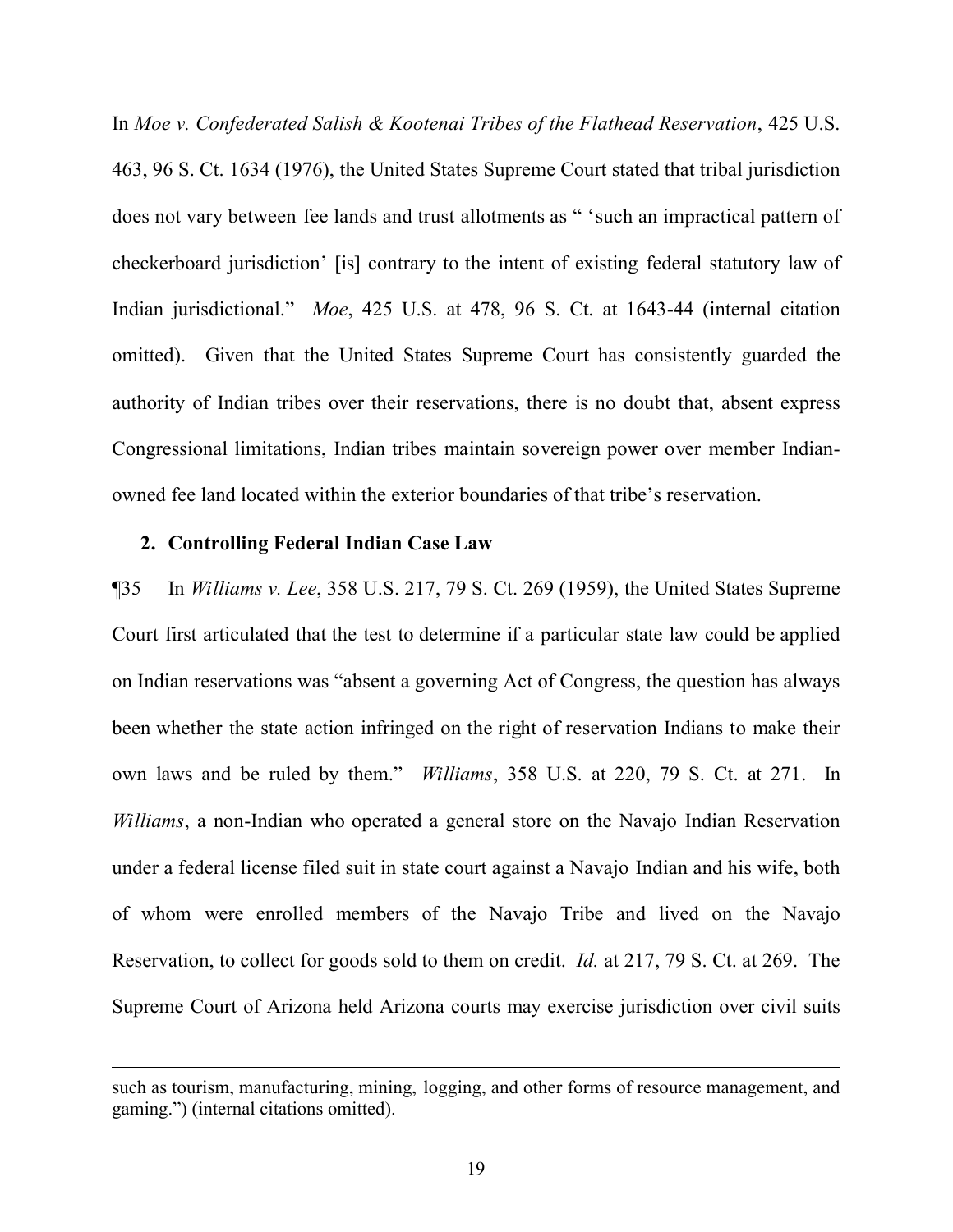In *Moe v. Confederated Salish & Kootenai Tribes of the Flathead Reservation*, 425 U.S. 463, 96 S. Ct. 1634 (1976), the United States Supreme Court stated that tribal jurisdiction does not vary between fee lands and trust allotments as " 'such an impractical pattern of checkerboard jurisdiction' [is] contrary to the intent of existing federal statutory law of Indian jurisdictional." *Moe*, 425 U.S. at 478, 96 S. Ct. at 1643-44 (internal citation omitted). Given that the United States Supreme Court has consistently guarded the authority of Indian tribes over their reservations, there is no doubt that, absent express Congressional limitations, Indian tribes maintain sovereign power over member Indian-owned fee land located within the exterior boundaries of that tribe's reservation.

### 2. Controlling Federal Indian Case Law

¶35 In *Williams v. Lee*, 358 U.S. 217, 79 S. Ct. 269 (1959), the United States Supreme Court first articulated that the test to determine if a particular state law could be applied on Indian reservations was "absent a governing Act of Congress, the question has always been whether the state action infringed on the right of reservation Indians to make their own laws and be ruled by them." *Williams*, 358 U.S. at 220, 79 S. Ct. at 271. In *Williams*, a non-Indian who operated a general store on the Navajo Indian Reservation under a federal license filed suit in state court against a Navajo Indian and his wife, both of whom were enrolled members of the Navajo Tribe and lived on the Navajo Reservation, to collect for goods sold to them on credit. *Id.* at 217, 79 S. Ct. at 269. The Supreme Court of Arizona held Arizona courts may exercise jurisdiction over civil suits

---

such as tourism, manufacturing, mining, logging, and other forms of resource management, and gaming.") (internal citations omitted).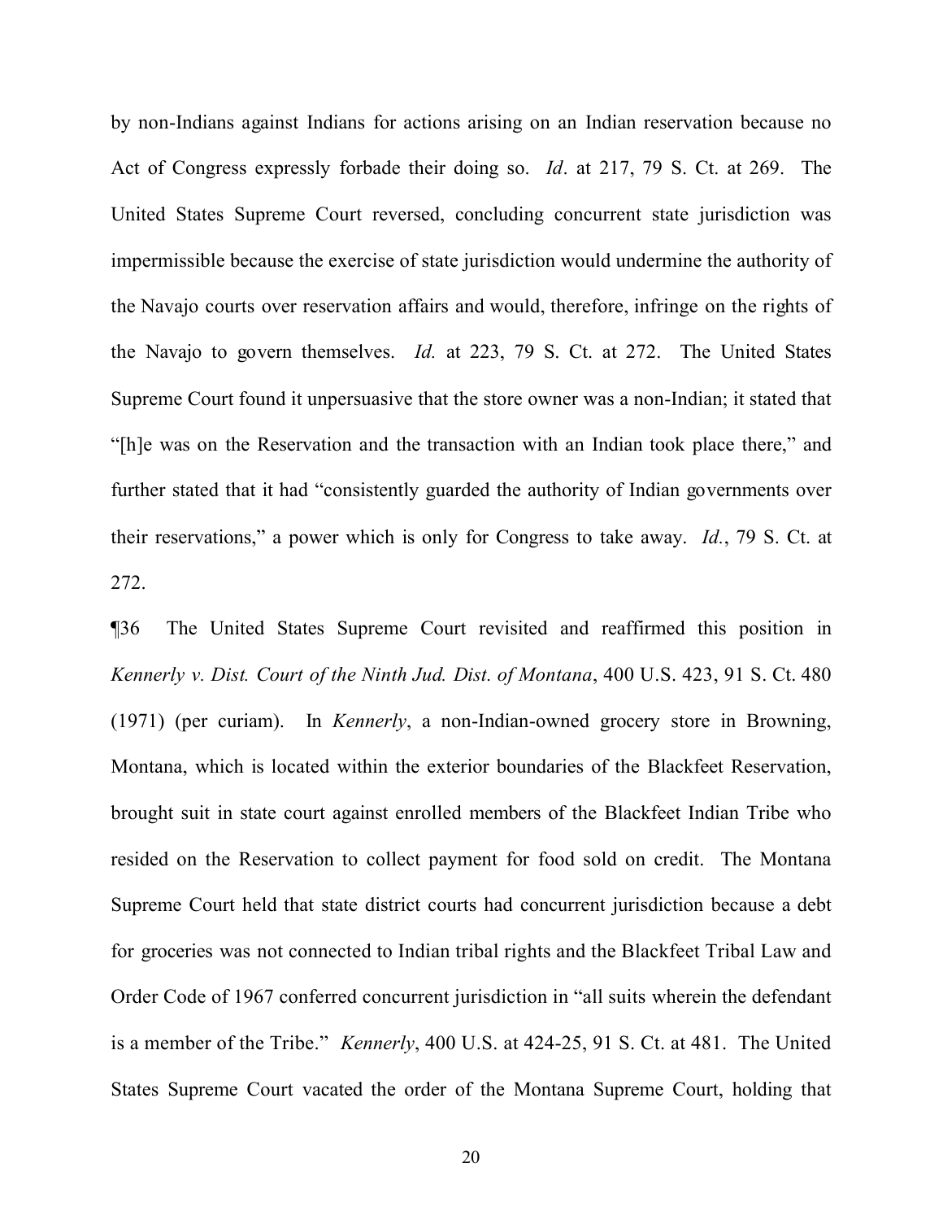by non-Indians against Indians for actions arising on an Indian reservation because no Act of Congress expressly forbade their doing so. *Id*. at 217, 79 S. Ct. at 269. The United States Supreme Court reversed, concluding concurrent state jurisdiction was impermissible because the exercise of state jurisdiction would undermine the authority of the Navajo courts over reservation affairs and would, therefore, infringe on the rights of the Navajo to govern themselves. *Id.* at 223, 79 S. Ct. at 272. The United States Supreme Court found it unpersuasive that the store owner was a non-Indian; it stated that "[h]e was on the Reservation and the transaction with an Indian took place there," and further stated that it had "consistently guarded the authority of Indian governments over their reservations," a power which is only for Congress to take away. *Id.*, 79 S. Ct. at 272.

¶36 The United States Supreme Court revisited and reaffirmed this position in *Kennerly v. Dist. Court of the Ninth Jud. Dist. of Montana*, 400 U.S. 423, 91 S. Ct. 480 (1971) (per curiam). In *Kennerly*, a non-Indian-owned grocery store in Browning, Montana, which is located within the exterior boundaries of the Blackfeet Reservation, brought suit in state court against enrolled members of the Blackfeet Indian Tribe who resided on the Reservation to collect payment for food sold on credit. The Montana Supreme Court held that state district courts had concurrent jurisdiction because a debt for groceries was not connected to Indian tribal rights and the Blackfeet Tribal Law and Order Code of 1967 conferred concurrent jurisdiction in "all suits wherein the defendant is a member of the Tribe." *Kennerly*, 400 U.S. at 424-25, 91 S. Ct. at 481. The United States Supreme Court vacated the order of the Montana Supreme Court, holding that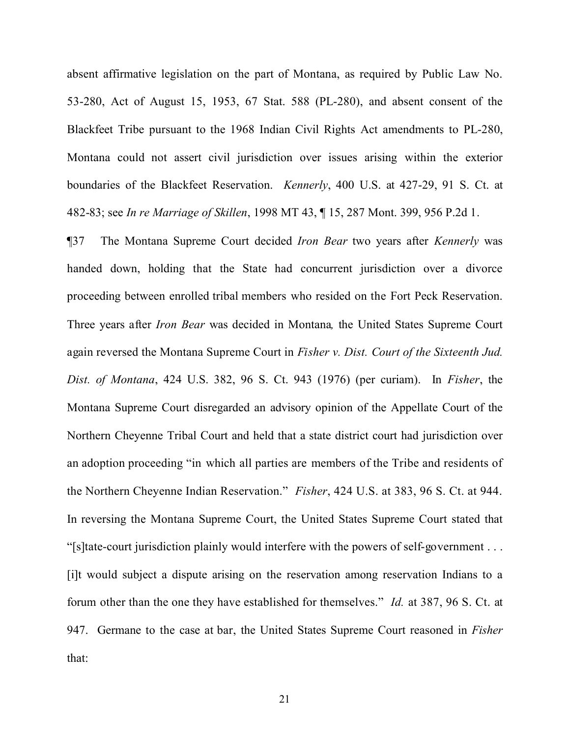absent affirmative legislation on the part of Montana, as required by Public Law No. 53-280, Act of August 15, 1953, 67 Stat. 588 (PL-280), and absent consent of the Blackfeet Tribe pursuant to the 1968 Indian Civil Rights Act amendments to PL-280, Montana could not assert civil jurisdiction over issues arising within the exterior boundaries of the Blackfeet Reservation. *Kennerly*, 400 U.S. at 427-29, 91 S. Ct. at 482-83; see *In re Marriage of Skillen*, 1998 MT 43, ¶ 15, 287 Mont. 399, 956 P.2d 1.

¶37 The Montana Supreme Court decided *Iron Bear* two years after *Kennerly* was handed down, holding that the State had concurrent jurisdiction over a divorce proceeding between enrolled tribal members who resided on the Fort Peck Reservation. Three years after *Iron Bear* was decided in Montana, the United States Supreme Court again reversed the Montana Supreme Court in *Fisher v. Dist. Court of the Sixteenth Jud. Dist. of Montana*, 424 U.S. 382, 96 S. Ct. 943 (1976) (per curiam). In *Fisher*, the Montana Supreme Court disregarded an advisory opinion of the Appellate Court of the Northern Cheyenne Tribal Court and held that a state district court had jurisdiction over an adoption proceeding "in which all parties are members of the Tribe and residents of the Northern Cheyenne Indian Reservation." *Fisher*, 424 U.S. at 383, 96 S. Ct. at 944. In reversing the Montana Supreme Court, the United States Supreme Court stated that "[s]tate-court jurisdiction plainly would interfere with the powers of self-government . . . [i]t would subject a dispute arising on the reservation among reservation Indians to a forum other than the one they have established for themselves." *Id.* at 387, 96 S. Ct. at 947. Germane to the case at bar, the United States Supreme Court reasoned in *Fisher* that: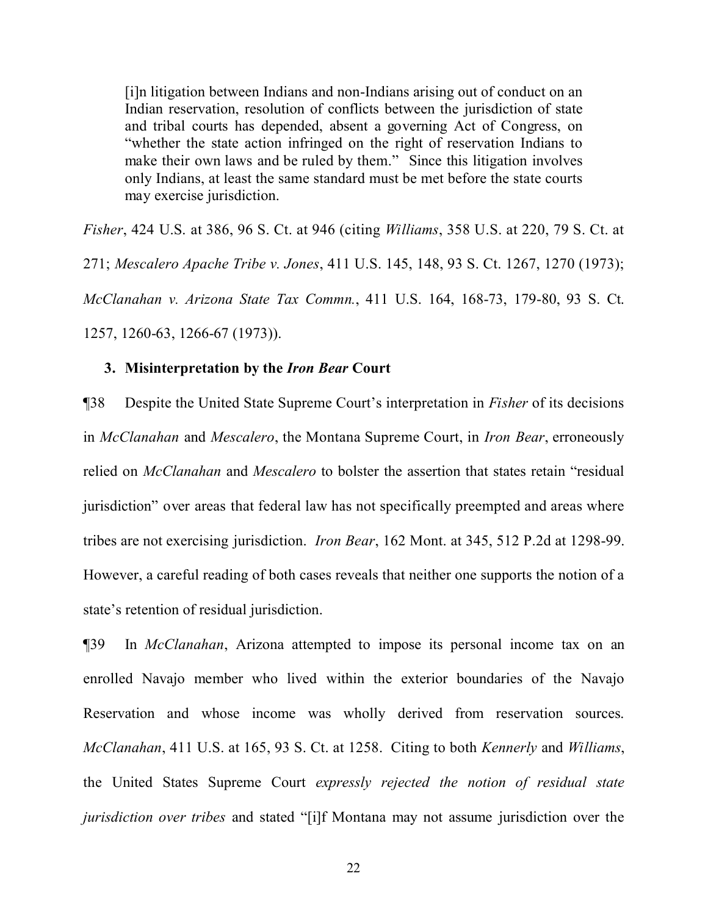> [i]n litigation between Indians and non-Indians arising out of conduct on an Indian reservation, resolution of conflicts between the jurisdiction of state and tribal courts has depended, absent a governing Act of Congress, on "whether the state action infringed on the right of reservation Indians to make their own laws and be ruled by them." Since this litigation involves only Indians, at least the same standard must be met before the state courts may exercise jurisdiction.

*Fisher*, 424 U.S. at 386, 96 S. Ct. at 946 (citing *Williams*, 358 U.S. at 220, 79 S. Ct. at 271; *Mescalero Apache Tribe v. Jones*, 411 U.S. 145, 148, 93 S. Ct. 1267, 1270 (1973); *McClanahan v. Arizona State Tax Commn.*, 411 U.S. 164, 168-73, 179-80, 93 S. Ct. 1257, 1260-63, 1266-67 (1973)).

### 3. Misinterpretation by the *Iron Bear* Court

¶38 Despite the United State Supreme Court's interpretation in *Fisher* of its decisions in *McClanahan* and *Mescalero*, the Montana Supreme Court, in *Iron Bear*, erroneously relied on *McClanahan* and *Mescalero* to bolster the assertion that states retain "residual jurisdiction" over areas that federal law has not specifically preempted and areas where tribes are not exercising jurisdiction. *Iron Bear*, 162 Mont. at 345, 512 P.2d at 1298-99. However, a careful reading of both cases reveals that neither one supports the notion of a state's retention of residual jurisdiction.

¶39 In *McClanahan*, Arizona attempted to impose its personal income tax on an enrolled Navajo member who lived within the exterior boundaries of the Navajo Reservation and whose income was wholly derived from reservation sources. *McClanahan*, 411 U.S. at 165, 93 S. Ct. at 1258. Citing to both *Kennerly* and *Williams*, the United States Supreme Court *expressly rejected the notion of residual state jurisdiction over tribes* and stated "[i]f Montana may not assume jurisdiction over the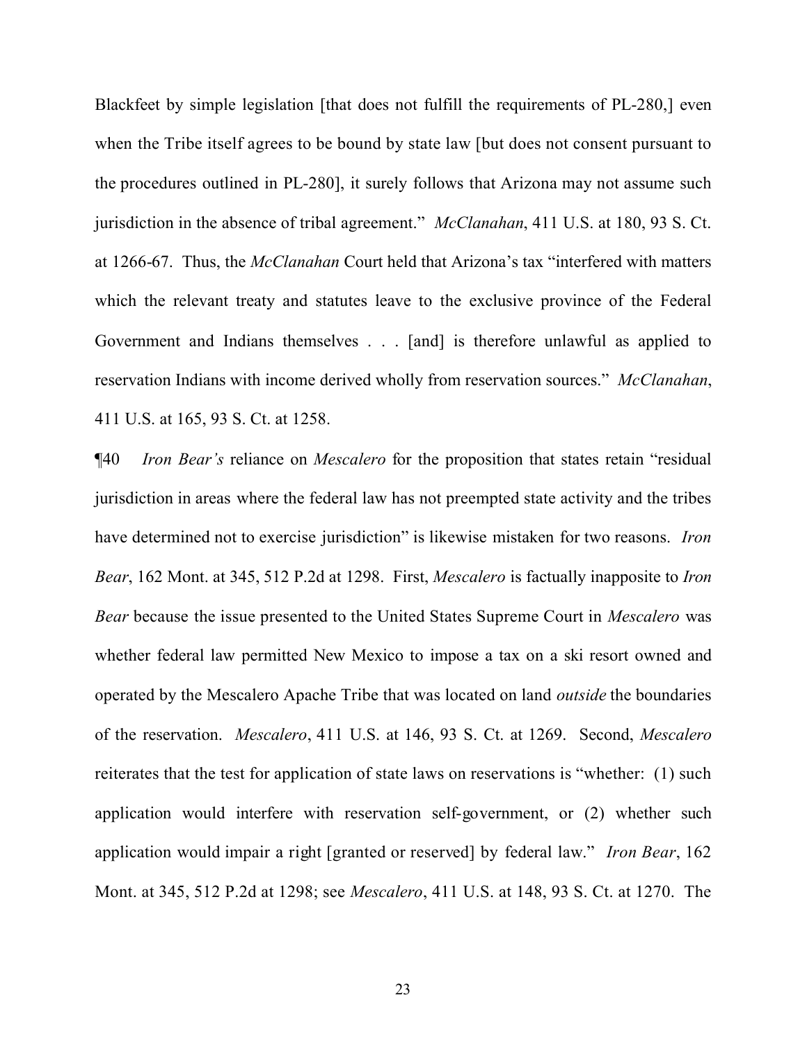Blackfeet by simple legislation [that does not fulfill the requirements of PL-280,] even when the Tribe itself agrees to be bound by state law [but does not consent pursuant to the procedures outlined in PL-280], it surely follows that Arizona may not assume such jurisdiction in the absence of tribal agreement." *McClanahan*, 411 U.S. at 180, 93 S. Ct. at 1266-67. Thus, the *McClanahan* Court held that Arizona's tax "interfered with matters which the relevant treaty and statutes leave to the exclusive province of the Federal Government and Indians themselves . . . [and] is therefore unlawful as applied to reservation Indians with income derived wholly from reservation sources." *McClanahan*, 411 U.S. at 165, 93 S. Ct. at 1258.

¶40 *Iron Bear's* reliance on *Mescalero* for the proposition that states retain "residual jurisdiction in areas where the federal law has not preempted state activity and the tribes have determined not to exercise jurisdiction" is likewise mistaken for two reasons. *Iron Bear*, 162 Mont. at 345, 512 P.2d at 1298. First, *Mescalero* is factually inapposite to *Iron Bear* because the issue presented to the United States Supreme Court in *Mescalero* was whether federal law permitted New Mexico to impose a tax on a ski resort owned and operated by the Mescalero Apache Tribe that was located on land *outside* the boundaries of the reservation. *Mescalero*, 411 U.S. at 146, 93 S. Ct. at 1269. Second, *Mescalero* reiterates that the test for application of state laws on reservations is "whether: (1) such application would interfere with reservation self-government, or (2) whether such application would impair a right [granted or reserved] by federal law." *Iron Bear*, 162 Mont. at 345, 512 P.2d at 1298; see *Mescalero*, 411 U.S. at 148, 93 S. Ct. at 1270. The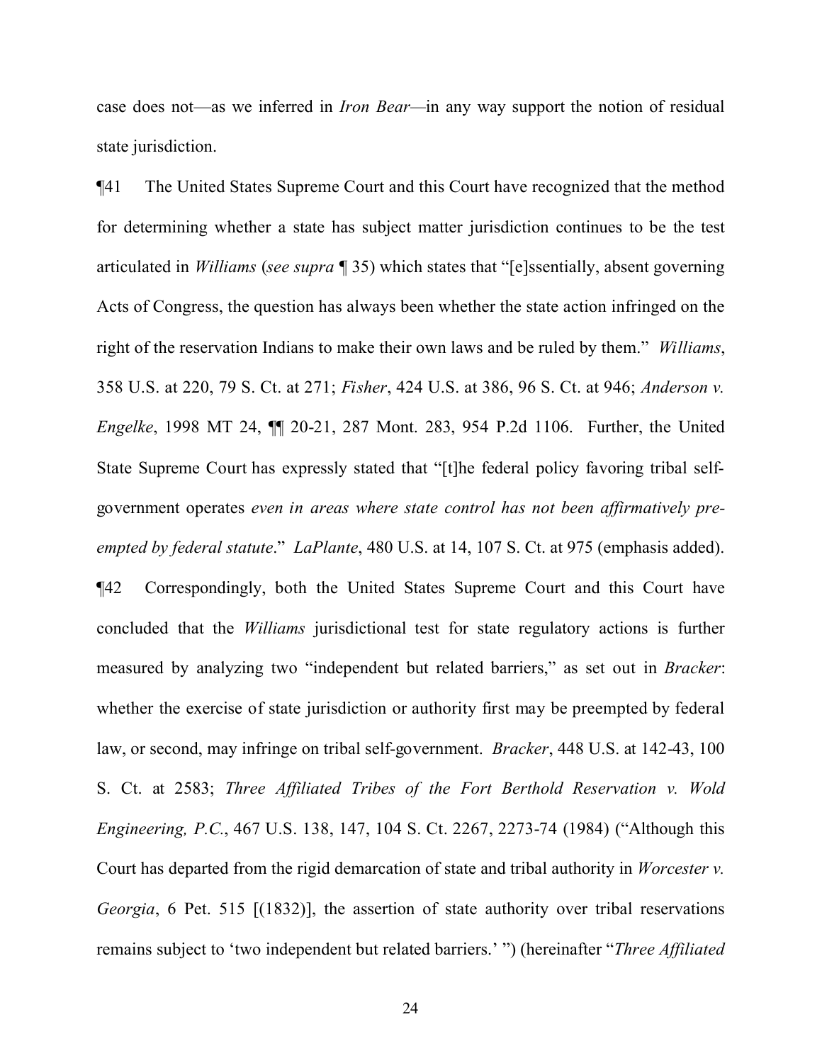case does not—as we inferred in *Iron Bear*—in any way support the notion of residual state jurisdiction.

¶41 The United States Supreme Court and this Court have recognized that the method for determining whether a state has subject matter jurisdiction continues to be the test articulated in *Williams* (*see supra* ¶ 35) which states that "[e]ssentially, absent governing Acts of Congress, the question has always been whether the state action infringed on the right of the reservation Indians to make their own laws and be ruled by them." *Williams*, 358 U.S. at 220, 79 S. Ct. at 271; *Fisher*, 424 U.S. at 386, 96 S. Ct. at 946; *Anderson v. Engelke*, 1998 MT 24, ¶¶ 20-21, 287 Mont. 283, 954 P.2d 1106. Further, the United State Supreme Court has expressly stated that "[t]he federal policy favoring tribal self-government operates *even in areas where state control has not been affirmatively pre-empted by federal statute*." *LaPlante*, 480 U.S. at 14, 107 S. Ct. at 975 (emphasis added).

¶42 Correspondingly, both the United States Supreme Court and this Court have concluded that the *Williams* jurisdictional test for state regulatory actions is further measured by analyzing two "independent but related barriers," as set out in *Bracker*: whether the exercise of state jurisdiction or authority first may be preempted by federal law, or second, may infringe on tribal self-government. *Bracker*, 448 U.S. at 142-43, 100 S. Ct. at 2583; *Three Affiliated Tribes of the Fort Berthold Reservation v. Wold Engineering, P.C.*, 467 U.S. 138, 147, 104 S. Ct. 2267, 2273-74 (1984) ("Although this Court has departed from the rigid demarcation of state and tribal authority in *Worcester v. Georgia*, 6 Pet. 515 [(1832)], the assertion of state authority over tribal reservations remains subject to 'two independent but related barriers.' ") (hereinafter "*Three Affiliated*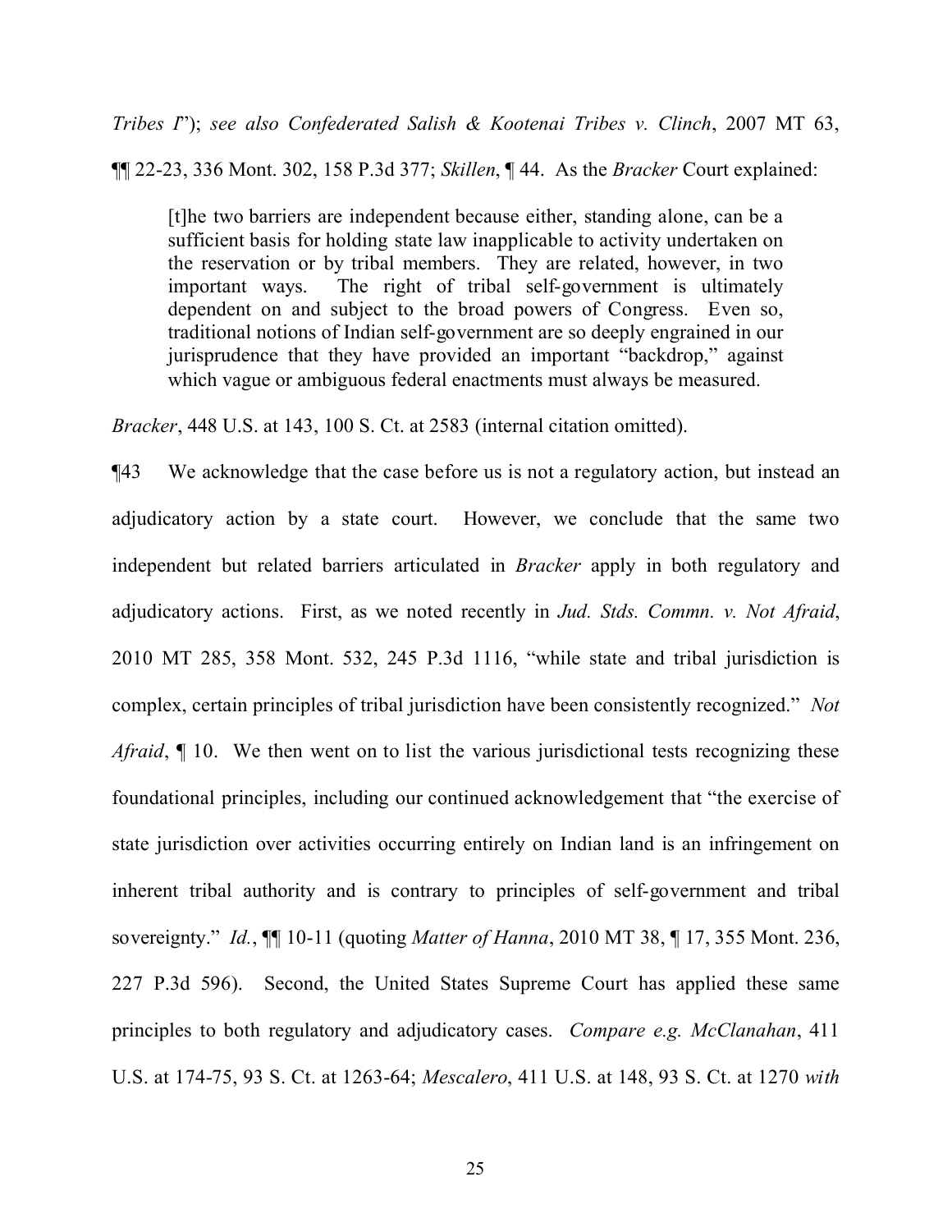*Tribes I*"); *see also Confederated Salish & Kootenai Tribes v. Clinch*, 2007 MT 63, ¶¶ 22-23, 336 Mont. 302, 158 P.3d 377; *Skillen*, ¶ 44. As the *Bracker* Court explained:

> [t]he two barriers are independent because either, standing alone, can be a sufficient basis for holding state law inapplicable to activity undertaken on the reservation or by tribal members. They are related, however, in two important ways. The right of tribal self-government is ultimately dependent on and subject to the broad powers of Congress. Even so, traditional notions of Indian self-government are so deeply engrained in our jurisprudence that they have provided an important "backdrop," against which vague or ambiguous federal enactments must always be measured.

*Bracker*, 448 U.S. at 143, 100 S. Ct. at 2583 (internal citation omitted).

¶43 We acknowledge that the case before us is not a regulatory action, but instead an adjudicatory action by a state court. However, we conclude that the same two independent but related barriers articulated in *Bracker* apply in both regulatory and adjudicatory actions. First, as we noted recently in *Jud. Stds. Commn. v. Not Afraid*, 2010 MT 285, 358 Mont. 532, 245 P.3d 1116, "while state and tribal jurisdiction is complex, certain principles of tribal jurisdiction have been consistently recognized." *Not Afraid*, ¶ 10. We then went on to list the various jurisdictional tests recognizing these foundational principles, including our continued acknowledgement that "the exercise of state jurisdiction over activities occurring entirely on Indian land is an infringement on inherent tribal authority and is contrary to principles of self-government and tribal sovereignty." *Id.*, ¶¶ 10-11 (quoting *Matter of Hanna*, 2010 MT 38, ¶ 17, 355 Mont. 236, 227 P.3d 596). Second, the United States Supreme Court has applied these same principles to both regulatory and adjudicatory cases. *Compare e.g. McClanahan*, 411 U.S. at 174-75, 93 S. Ct. at 1263-64; *Mescalero*, 411 U.S. at 148, 93 S. Ct. at 1270 *with*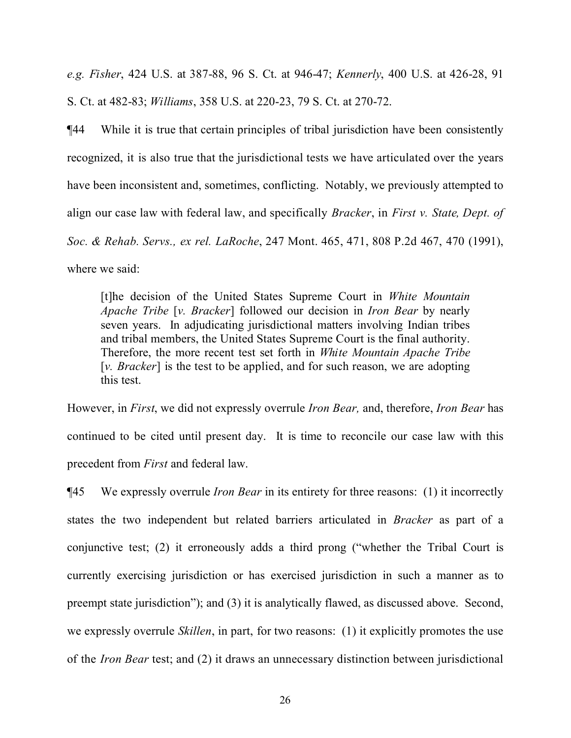*e.g. Fisher*, 424 U.S. at 387-88, 96 S. Ct. at 946-47; *Kennerly*, 400 U.S. at 426-28, 91 S. Ct. at 482-83; *Williams*, 358 U.S. at 220-23, 79 S. Ct. at 270-72.

¶44 While it is true that certain principles of tribal jurisdiction have been consistently recognized, it is also true that the jurisdictional tests we have articulated over the years have been inconsistent and, sometimes, conflicting. Notably, we previously attempted to align our case law with federal law, and specifically *Bracker*, in *First v. State, Dept. of Soc. & Rehab. Servs., ex rel. LaRoche*, 247 Mont. 465, 471, 808 P.2d 467, 470 (1991), where we said:

> [t]he decision of the United States Supreme Court in *White Mountain Apache Tribe* [*v. Bracker*] followed our decision in *Iron Bear* by nearly seven years. In adjudicating jurisdictional matters involving Indian tribes and tribal members, the United States Supreme Court is the final authority. Therefore, the more recent test set forth in *White Mountain Apache Tribe* [*v. Bracker*] is the test to be applied, and for such reason, we are adopting this test.

However, in *First*, we did not expressly overrule *Iron Bear,* and, therefore, *Iron Bear* has continued to be cited until present day. It is time to reconcile our case law with this precedent from *First* and federal law.

¶45 We expressly overrule *Iron Bear* in its entirety for three reasons: (1) it incorrectly states the two independent but related barriers articulated in *Bracker* as part of a conjunctive test; (2) it erroneously adds a third prong ("whether the Tribal Court is currently exercising jurisdiction or has exercised jurisdiction in such a manner as to preempt state jurisdiction"); and (3) it is analytically flawed, as discussed above. Second, we expressly overrule *Skillen*, in part, for two reasons: (1) it explicitly promotes the use of the *Iron Bear* test; and (2) it draws an unnecessary distinction between jurisdictional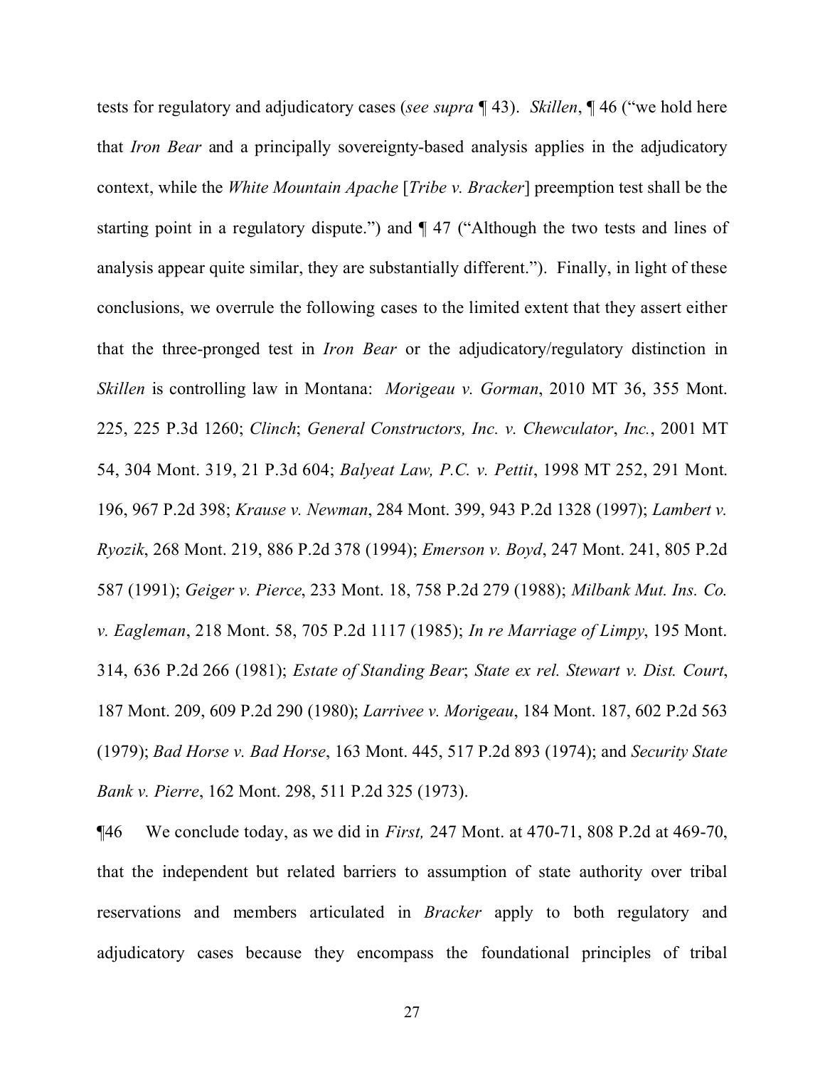tests for regulatory and adjudicatory cases (*see supra* ¶ 43). *Skillen*, ¶ 46 ("we hold here that *Iron Bear* and a principally sovereignty-based analysis applies in the adjudicatory context, while the *White Mountain Apache* [*Tribe v. Bracker*] preemption test shall be the starting point in a regulatory dispute.") and ¶ 47 ("Although the two tests and lines of analysis appear quite similar, they are substantially different."). Finally, in light of these conclusions, we overrule the following cases to the limited extent that they assert either that the three-pronged test in *Iron Bear* or the adjudicatory/regulatory distinction in *Skillen* is controlling law in Montana: *Morigeau v. Gorman*, 2010 MT 36, 355 Mont. 225, 225 P.3d 1260; *Clinch*; *General Constructors, Inc. v. Chewculator*, *Inc.*, 2001 MT 54, 304 Mont. 319, 21 P.3d 604; *Balyeat Law, P.C. v. Pettit*, 1998 MT 252, 291 Mont. 196, 967 P.2d 398; *Krause v. Newman*, 284 Mont. 399, 943 P.2d 1328 (1997); *Lambert v. Ryozik*, 268 Mont. 219, 886 P.2d 378 (1994); *Emerson v. Boyd*, 247 Mont. 241, 805 P.2d 587 (1991); *Geiger v. Pierce*, 233 Mont. 18, 758 P.2d 279 (1988); *Milbank Mut. Ins. Co. v. Eagleman*, 218 Mont. 58, 705 P.2d 1117 (1985); *In re Marriage of Limpy*, 195 Mont. 314, 636 P.2d 266 (1981); *Estate of Standing Bear*; *State ex rel. Stewart v. Dist. Court*, 187 Mont. 209, 609 P.2d 290 (1980); *Larrivee v. Morigeau*, 184 Mont. 187, 602 P.2d 563 (1979); *Bad Horse v. Bad Horse*, 163 Mont. 445, 517 P.2d 893 (1974); and *Security State Bank v. Pierre*, 162 Mont. 298, 511 P.2d 325 (1973).

¶46 We conclude today, as we did in *First,* 247 Mont. at 470-71, 808 P.2d at 469-70, that the independent but related barriers to assumption of state authority over tribal reservations and members articulated in *Bracker* apply to both regulatory and adjudicatory cases because they encompass the foundational principles of tribal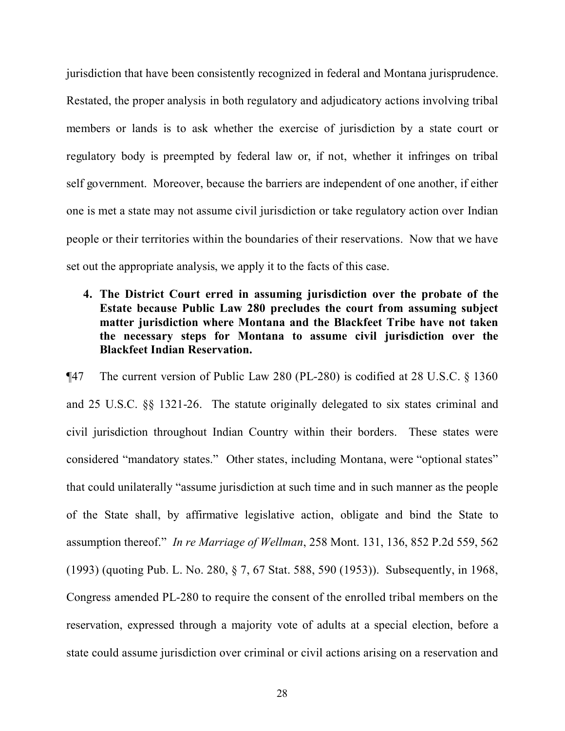jurisdiction that have been consistently recognized in federal and Montana jurisprudence. Restated, the proper analysis in both regulatory and adjudicatory actions involving tribal members or lands is to ask whether the exercise of jurisdiction by a state court or regulatory body is preempted by federal law or, if not, whether it infringes on tribal self government. Moreover, because the barriers are independent of one another, if either one is met a state may not assume civil jurisdiction or take regulatory action over Indian people or their territories within the boundaries of their reservations. Now that we have set out the appropriate analysis, we apply it to the facts of this case.

**4. The District Court erred in assuming jurisdiction over the probate of the Estate because Public Law 280 precludes the court from assuming subject matter jurisdiction where Montana and the Blackfeet Tribe have not taken the necessary steps for Montana to assume civil jurisdiction over the Blackfeet Indian Reservation.**

¶47 The current version of Public Law 280 (PL-280) is codified at 28 U.S.C. § 1360 and 25 U.S.C. §§ 1321-26. The statute originally delegated to six states criminal and civil jurisdiction throughout Indian Country within their borders. These states were considered "mandatory states." Other states, including Montana, were "optional states" that could unilaterally "assume jurisdiction at such time and in such manner as the people of the State shall, by affirmative legislative action, obligate and bind the State to assumption thereof." *In re Marriage of Wellman*, 258 Mont. 131, 136, 852 P.2d 559, 562 (1993) (quoting Pub. L. No. 280, § 7, 67 Stat. 588, 590 (1953)). Subsequently, in 1968, Congress amended PL-280 to require the consent of the enrolled tribal members on the reservation, expressed through a majority vote of adults at a special election, before a state could assume jurisdiction over criminal or civil actions arising on a reservation and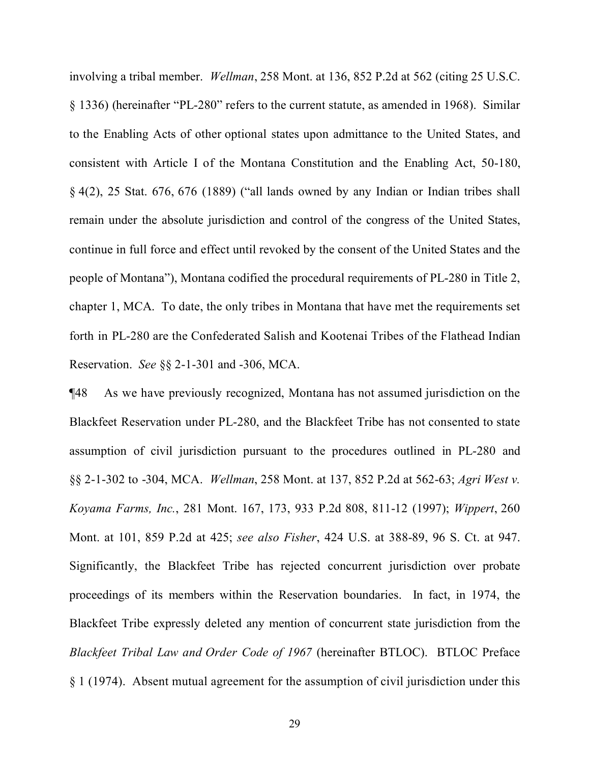involving a tribal member. *Wellman*, 258 Mont. at 136, 852 P.2d at 562 (citing 25 U.S.C. § 1336) (hereinafter "PL-280" refers to the current statute, as amended in 1968). Similar to the Enabling Acts of other optional states upon admittance to the United States, and consistent with Article I of the Montana Constitution and the Enabling Act, 50-180, § 4(2), 25 Stat. 676, 676 (1889) ("all lands owned by any Indian or Indian tribes shall remain under the absolute jurisdiction and control of the congress of the United States, continue in full force and effect until revoked by the consent of the United States and the people of Montana"), Montana codified the procedural requirements of PL-280 in Title 2, chapter 1, MCA. To date, the only tribes in Montana that have met the requirements set forth in PL-280 are the Confederated Salish and Kootenai Tribes of the Flathead Indian Reservation. *See* §§ 2-1-301 and -306, MCA.

¶48 As we have previously recognized, Montana has not assumed jurisdiction on the Blackfeet Reservation under PL-280, and the Blackfeet Tribe has not consented to state assumption of civil jurisdiction pursuant to the procedures outlined in PL-280 and §§ 2-1-302 to -304, MCA. *Wellman*, 258 Mont. at 137, 852 P.2d at 562-63; *Agri West v. Koyama Farms, Inc.*, 281 Mont. 167, 173, 933 P.2d 808, 811-12 (1997); *Wippert*, 260 Mont. at 101, 859 P.2d at 425; *see also Fisher*, 424 U.S. at 388-89, 96 S. Ct. at 947. Significantly, the Blackfeet Tribe has rejected concurrent jurisdiction over probate proceedings of its members within the Reservation boundaries. In fact, in 1974, the Blackfeet Tribe expressly deleted any mention of concurrent state jurisdiction from the *Blackfeet Tribal Law and Order Code of 1967* (hereinafter BTLOC). BTLOC Preface § 1 (1974). Absent mutual agreement for the assumption of civil jurisdiction under this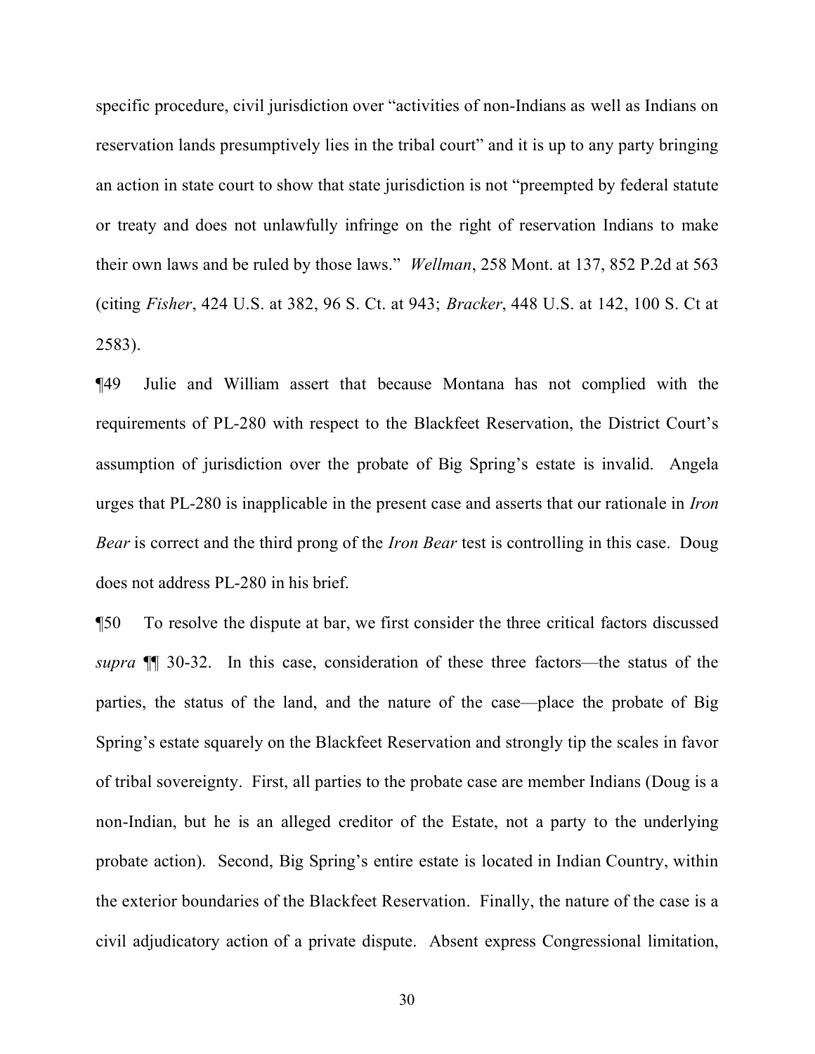specific procedure, civil jurisdiction over "activities of non-Indians as well as Indians on reservation lands presumptively lies in the tribal court" and it is up to any party bringing an action in state court to show that state jurisdiction is not "preempted by federal statute or treaty and does not unlawfully infringe on the right of reservation Indians to make their own laws and be ruled by those laws." *Wellman*, 258 Mont. at 137, 852 P.2d at 563 (citing *Fisher*, 424 U.S. at 382, 96 S. Ct. at 943; *Bracker*, 448 U.S. at 142, 100 S. Ct at 2583).

¶49 Julie and William assert that because Montana has not complied with the requirements of PL-280 with respect to the Blackfeet Reservation, the District Court's assumption of jurisdiction over the probate of Big Spring's estate is invalid. Angela urges that PL-280 is inapplicable in the present case and asserts that our rationale in *Iron Bear* is correct and the third prong of the *Iron Bear* test is controlling in this case. Doug does not address PL-280 in his brief.

¶50 To resolve the dispute at bar, we first consider the three critical factors discussed *supra* ¶¶ 30-32. In this case, consideration of these three factors—the status of the parties, the status of the land, and the nature of the case—place the probate of Big Spring's estate squarely on the Blackfeet Reservation and strongly tip the scales in favor of tribal sovereignty. First, all parties to the probate case are member Indians (Doug is a non-Indian, but he is an alleged creditor of the Estate, not a party to the underlying probate action). Second, Big Spring's entire estate is located in Indian Country, within the exterior boundaries of the Blackfeet Reservation. Finally, the nature of the case is a civil adjudicatory action of a private dispute. Absent express Congressional limitation,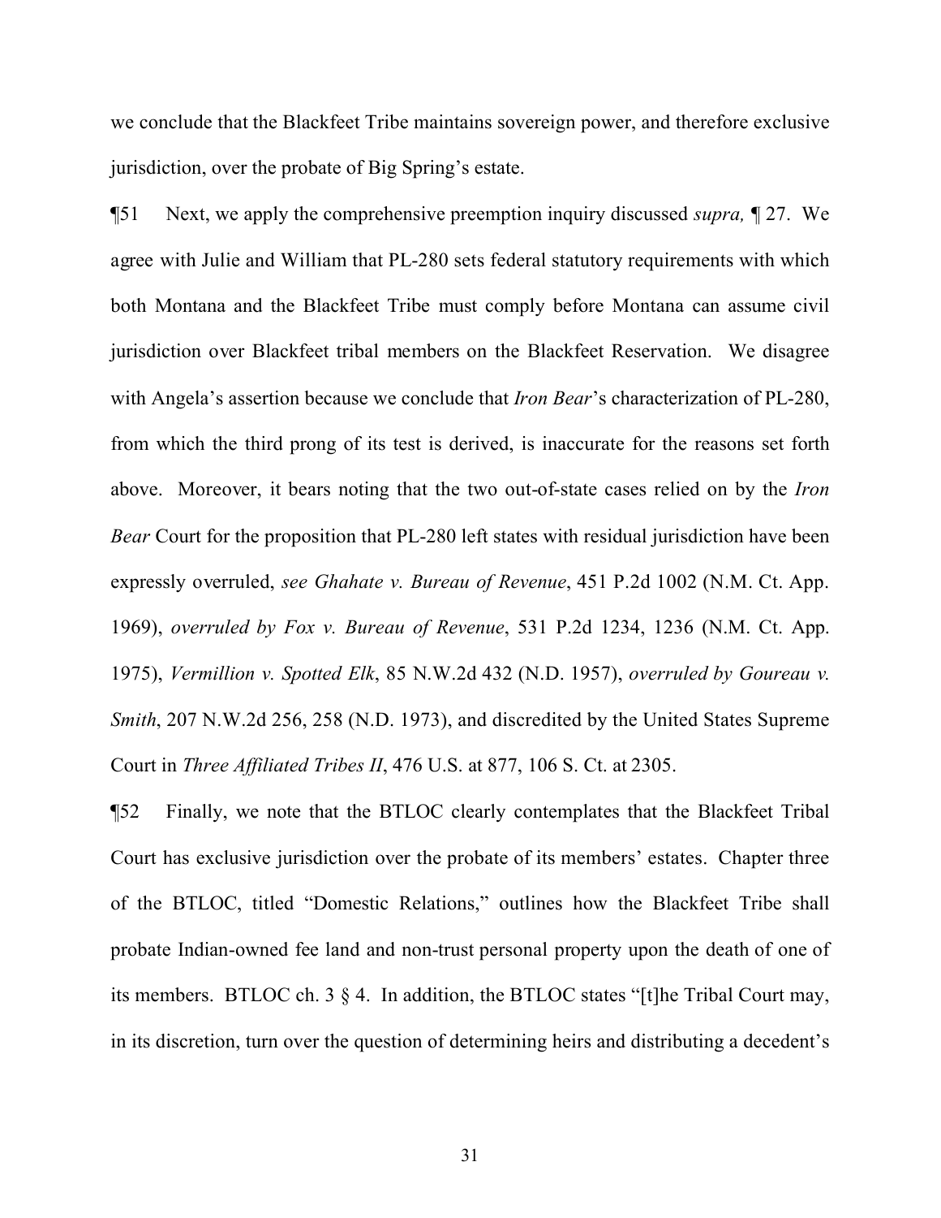we conclude that the Blackfeet Tribe maintains sovereign power, and therefore exclusive jurisdiction, over the probate of Big Spring's estate.

¶51 Next, we apply the comprehensive preemption inquiry discussed *supra,* ¶ 27. We agree with Julie and William that PL-280 sets federal statutory requirements with which both Montana and the Blackfeet Tribe must comply before Montana can assume civil jurisdiction over Blackfeet tribal members on the Blackfeet Reservation. We disagree with Angela's assertion because we conclude that *Iron Bear*'s characterization of PL-280, from which the third prong of its test is derived, is inaccurate for the reasons set forth above. Moreover, it bears noting that the two out-of-state cases relied on by the *Iron Bear* Court for the proposition that PL-280 left states with residual jurisdiction have been expressly overruled, *see Ghahate v. Bureau of Revenue*, 451 P.2d 1002 (N.M. Ct. App. 1969), *overruled by Fox v. Bureau of Revenue*, 531 P.2d 1234, 1236 (N.M. Ct. App. 1975), *Vermillion v. Spotted Elk*, 85 N.W.2d 432 (N.D. 1957), *overruled by Goureau v. Smith*, 207 N.W.2d 256, 258 (N.D. 1973), and discredited by the United States Supreme Court in *Three Affiliated Tribes II*, 476 U.S. at 877, 106 S. Ct. at 2305.

¶52 Finally, we note that the BTLOC clearly contemplates that the Blackfeet Tribal Court has exclusive jurisdiction over the probate of its members' estates. Chapter three of the BTLOC, titled "Domestic Relations," outlines how the Blackfeet Tribe shall probate Indian-owned fee land and non-trust personal property upon the death of one of its members. BTLOC ch. 3 § 4. In addition, the BTLOC states "[t]he Tribal Court may, in its discretion, turn over the question of determining heirs and distributing a decedent's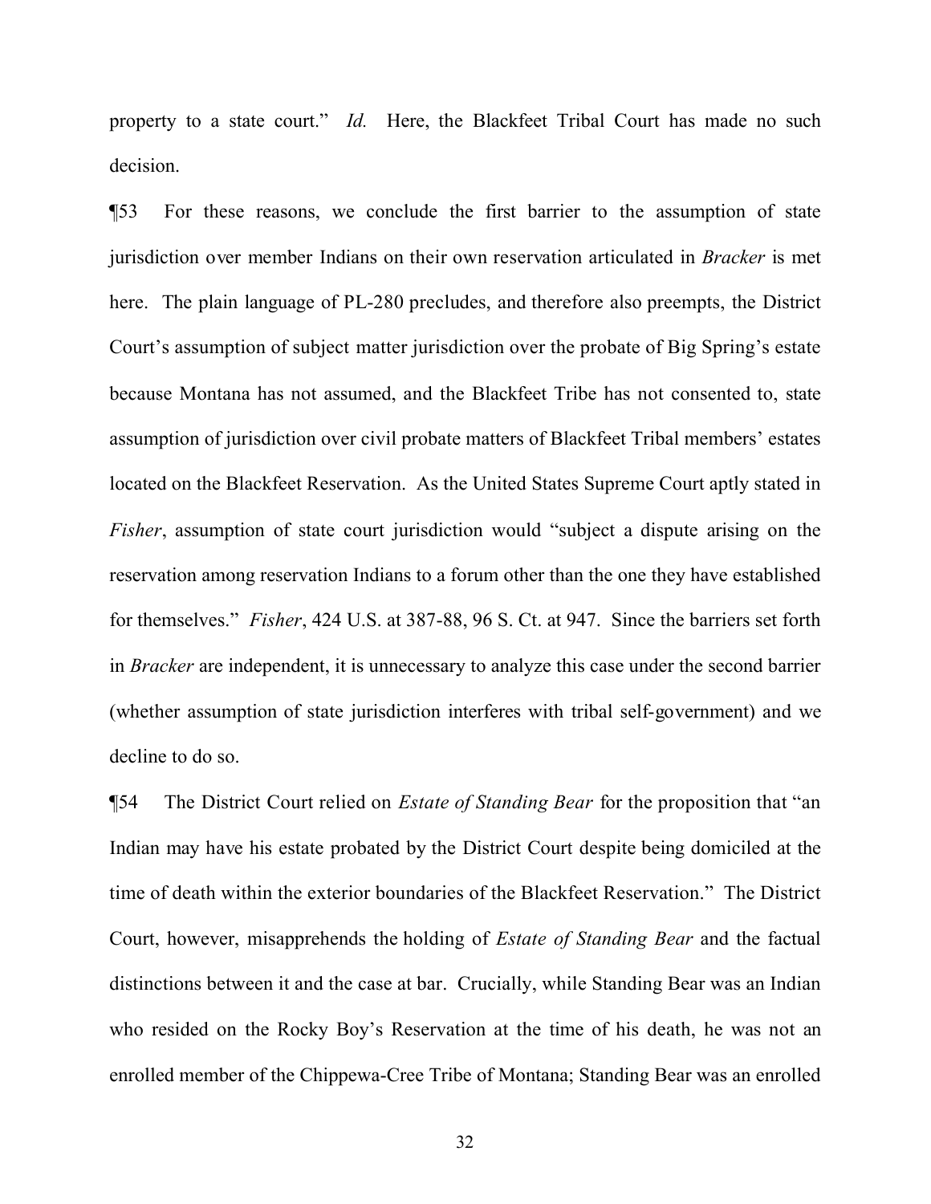property to a state court." *Id.* Here, the Blackfeet Tribal Court has made no such decision.

¶53 For these reasons, we conclude the first barrier to the assumption of state jurisdiction over member Indians on their own reservation articulated in *Bracker* is met here. The plain language of PL-280 precludes, and therefore also preempts, the District Court's assumption of subject matter jurisdiction over the probate of Big Spring's estate because Montana has not assumed, and the Blackfeet Tribe has not consented to, state assumption of jurisdiction over civil probate matters of Blackfeet Tribal members' estates located on the Blackfeet Reservation. As the United States Supreme Court aptly stated in *Fisher*, assumption of state court jurisdiction would "subject a dispute arising on the reservation among reservation Indians to a forum other than the one they have established for themselves." *Fisher*, 424 U.S. at 387-88, 96 S. Ct. at 947. Since the barriers set forth in *Bracker* are independent, it is unnecessary to analyze this case under the second barrier (whether assumption of state jurisdiction interferes with tribal self-government) and we decline to do so.

¶54 The District Court relied on *Estate of Standing Bear* for the proposition that "an Indian may have his estate probated by the District Court despite being domiciled at the time of death within the exterior boundaries of the Blackfeet Reservation." The District Court, however, misapprehends the holding of *Estate of Standing Bear* and the factual distinctions between it and the case at bar. Crucially, while Standing Bear was an Indian who resided on the Rocky Boy's Reservation at the time of his death, he was not an enrolled member of the Chippewa-Cree Tribe of Montana; Standing Bear was an enrolled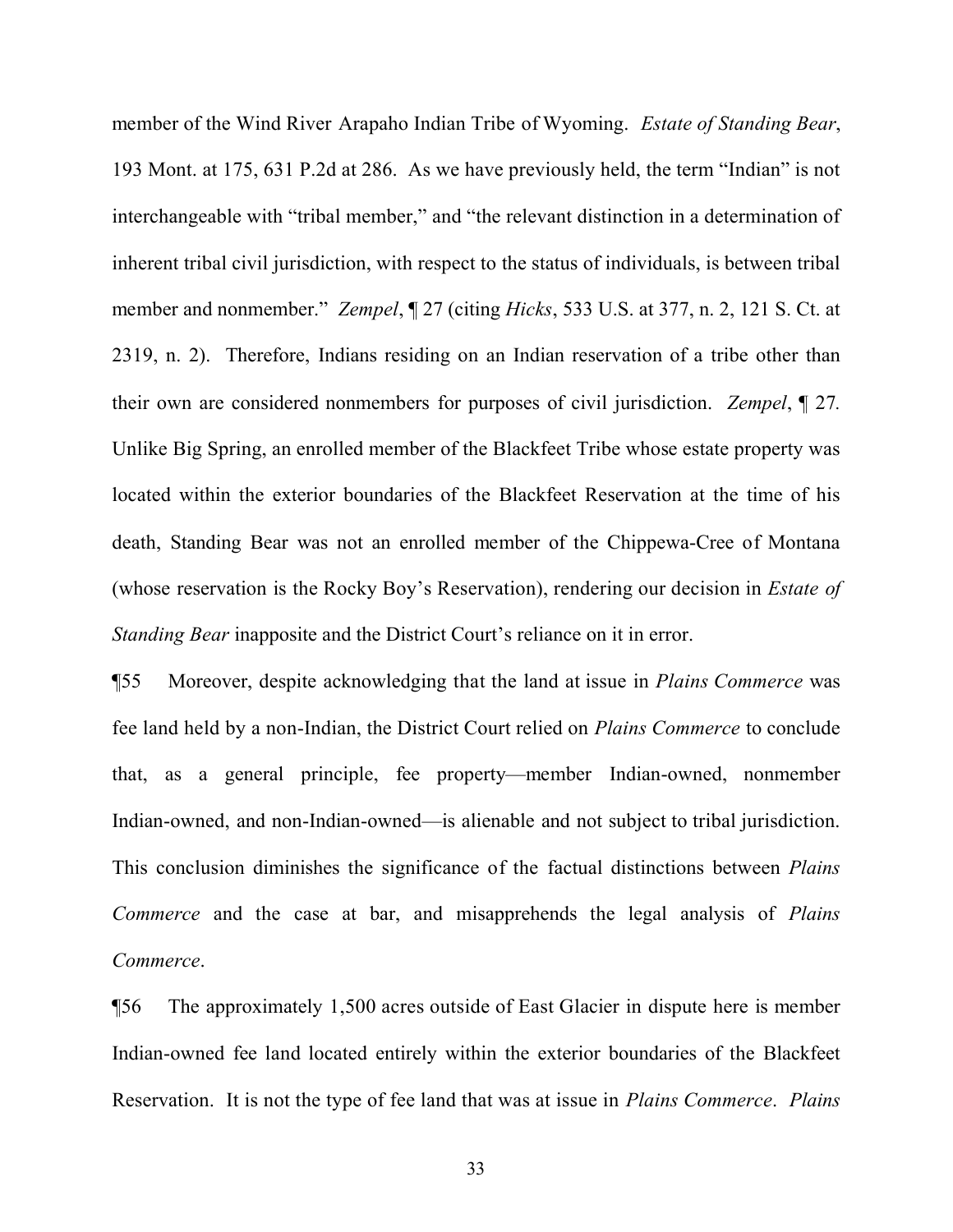member of the Wind River Arapaho Indian Tribe of Wyoming. *Estate of Standing Bear*, 193 Mont. at 175, 631 P.2d at 286. As we have previously held, the term "Indian" is not interchangeable with "tribal member," and "the relevant distinction in a determination of inherent tribal civil jurisdiction, with respect to the status of individuals, is between tribal member and nonmember." *Zempel*, ¶ 27 (citing *Hicks*, 533 U.S. at 377, n. 2, 121 S. Ct. at 2319, n. 2). Therefore, Indians residing on an Indian reservation of a tribe other than their own are considered nonmembers for purposes of civil jurisdiction. *Zempel*, ¶ 27. Unlike Big Spring, an enrolled member of the Blackfeet Tribe whose estate property was located within the exterior boundaries of the Blackfeet Reservation at the time of his death, Standing Bear was not an enrolled member of the Chippewa-Cree of Montana (whose reservation is the Rocky Boy's Reservation), rendering our decision in *Estate of Standing Bear* inapposite and the District Court's reliance on it in error.

¶55 Moreover, despite acknowledging that the land at issue in *Plains Commerce* was fee land held by a non-Indian, the District Court relied on *Plains Commerce* to conclude that, as a general principle, fee property—member Indian-owned, nonmember Indian-owned, and non-Indian-owned—is alienable and not subject to tribal jurisdiction. This conclusion diminishes the significance of the factual distinctions between *Plains Commerce* and the case at bar, and misapprehends the legal analysis of *Plains Commerce*.

¶56 The approximately 1,500 acres outside of East Glacier in dispute here is member Indian-owned fee land located entirely within the exterior boundaries of the Blackfeet Reservation. It is not the type of fee land that was at issue in *Plains Commerce*. *Plains*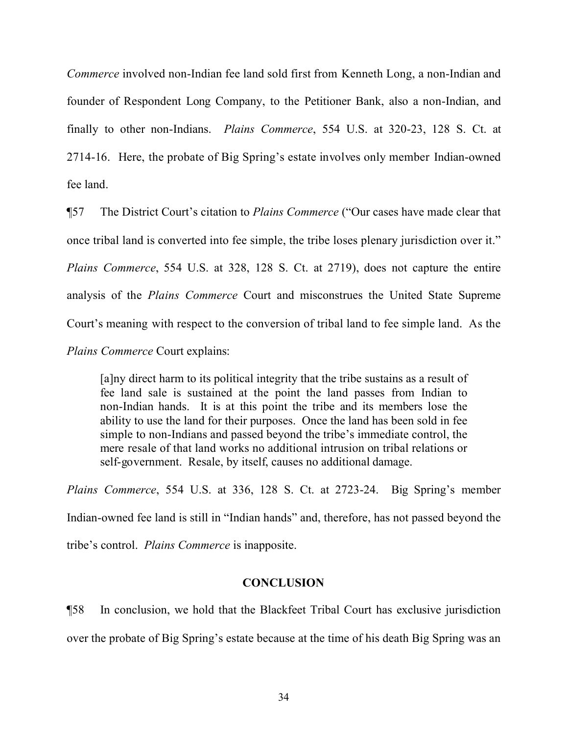*Commerce* involved non-Indian fee land sold first from Kenneth Long, a non-Indian and founder of Respondent Long Company, to the Petitioner Bank, also a non-Indian, and finally to other non-Indians. *Plains Commerce*, 554 U.S. at 320-23, 128 S. Ct. at 2714-16. Here, the probate of Big Spring's estate involves only member Indian-owned fee land.

¶57 The District Court's citation to *Plains Commerce* ("Our cases have made clear that once tribal land is converted into fee simple, the tribe loses plenary jurisdiction over it." *Plains Commerce*, 554 U.S. at 328, 128 S. Ct. at 2719), does not capture the entire analysis of the *Plains Commerce* Court and misconstrues the United State Supreme Court's meaning with respect to the conversion of tribal land to fee simple land. As the *Plains Commerce* Court explains:

> [a]ny direct harm to its political integrity that the tribe sustains as a result of fee land sale is sustained at the point the land passes from Indian to non-Indian hands. It is at this point the tribe and its members lose the ability to use the land for their purposes. Once the land has been sold in fee simple to non-Indians and passed beyond the tribe's immediate control, the mere resale of that land works no additional intrusion on tribal relations or self-government. Resale, by itself, causes no additional damage.

*Plains Commerce*, 554 U.S. at 336, 128 S. Ct. at 2723-24. Big Spring's member Indian-owned fee land is still in "Indian hands" and, therefore, has not passed beyond the tribe's control. *Plains Commerce* is inapposite.

## CONCLUSION

¶58 In conclusion, we hold that the Blackfeet Tribal Court has exclusive jurisdiction over the probate of Big Spring's estate because at the time of his death Big Spring was an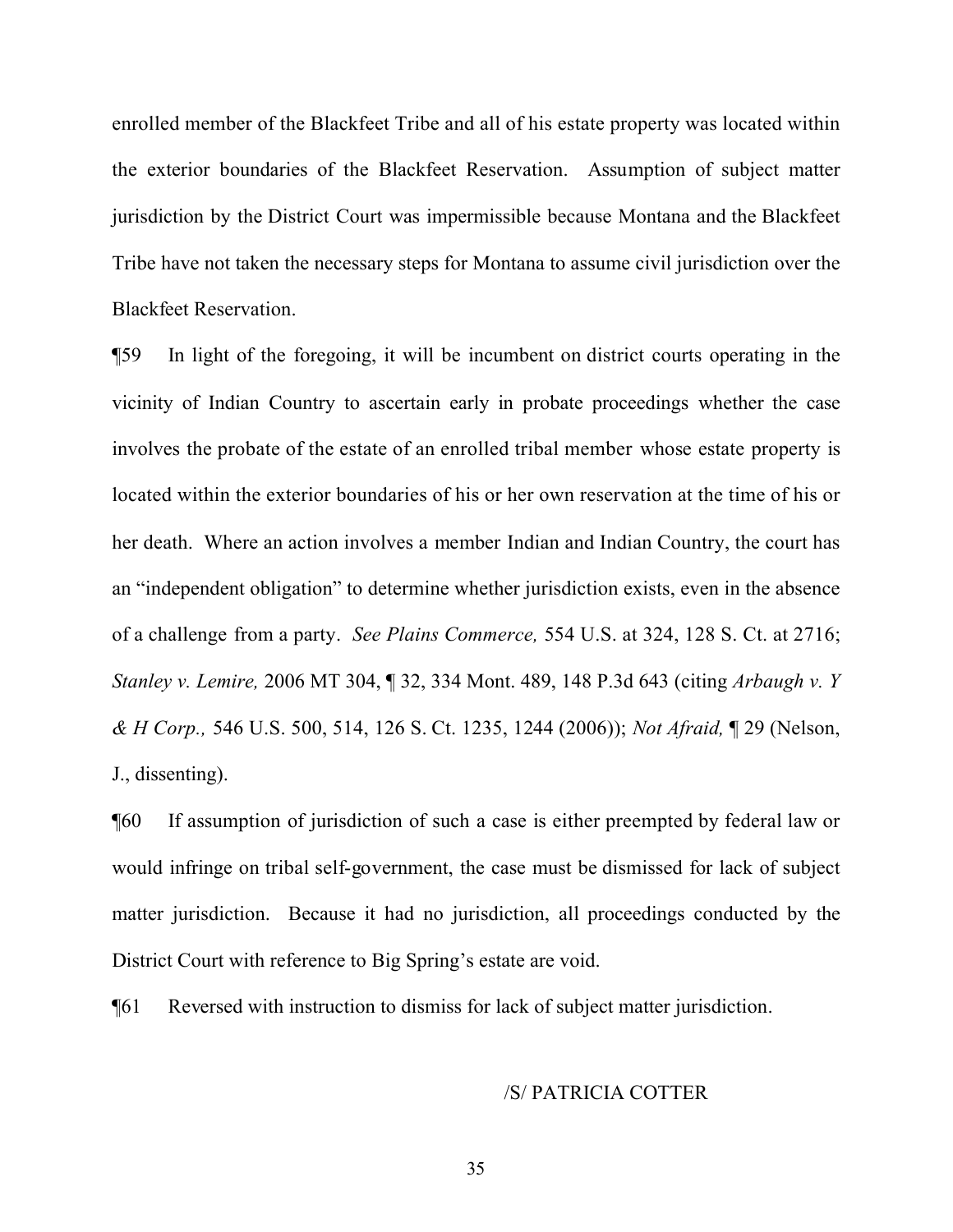enrolled member of the Blackfeet Tribe and all of his estate property was located within the exterior boundaries of the Blackfeet Reservation. Assumption of subject matter jurisdiction by the District Court was impermissible because Montana and the Blackfeet Tribe have not taken the necessary steps for Montana to assume civil jurisdiction over the Blackfeet Reservation.

¶59 In light of the foregoing, it will be incumbent on district courts operating in the vicinity of Indian Country to ascertain early in probate proceedings whether the case involves the probate of the estate of an enrolled tribal member whose estate property is located within the exterior boundaries of his or her own reservation at the time of his or her death. Where an action involves a member Indian and Indian Country, the court has an "independent obligation" to determine whether jurisdiction exists, even in the absence of a challenge from a party. *See Plains Commerce,* 554 U.S. at 324, 128 S. Ct. at 2716; *Stanley v. Lemire,* 2006 MT 304, ¶ 32, 334 Mont. 489, 148 P.3d 643 (citing *Arbaugh v. Y & H Corp.,* 546 U.S. 500, 514, 126 S. Ct. 1235, 1244 (2006)); *Not Afraid,* ¶ 29 (Nelson, J., dissenting).

¶60 If assumption of jurisdiction of such a case is either preempted by federal law or would infringe on tribal self-government, the case must be dismissed for lack of subject matter jurisdiction. Because it had no jurisdiction, all proceedings conducted by the District Court with reference to Big Spring's estate are void.

¶61 Reversed with instruction to dismiss for lack of subject matter jurisdiction.

/S/ PATRICIA COTTER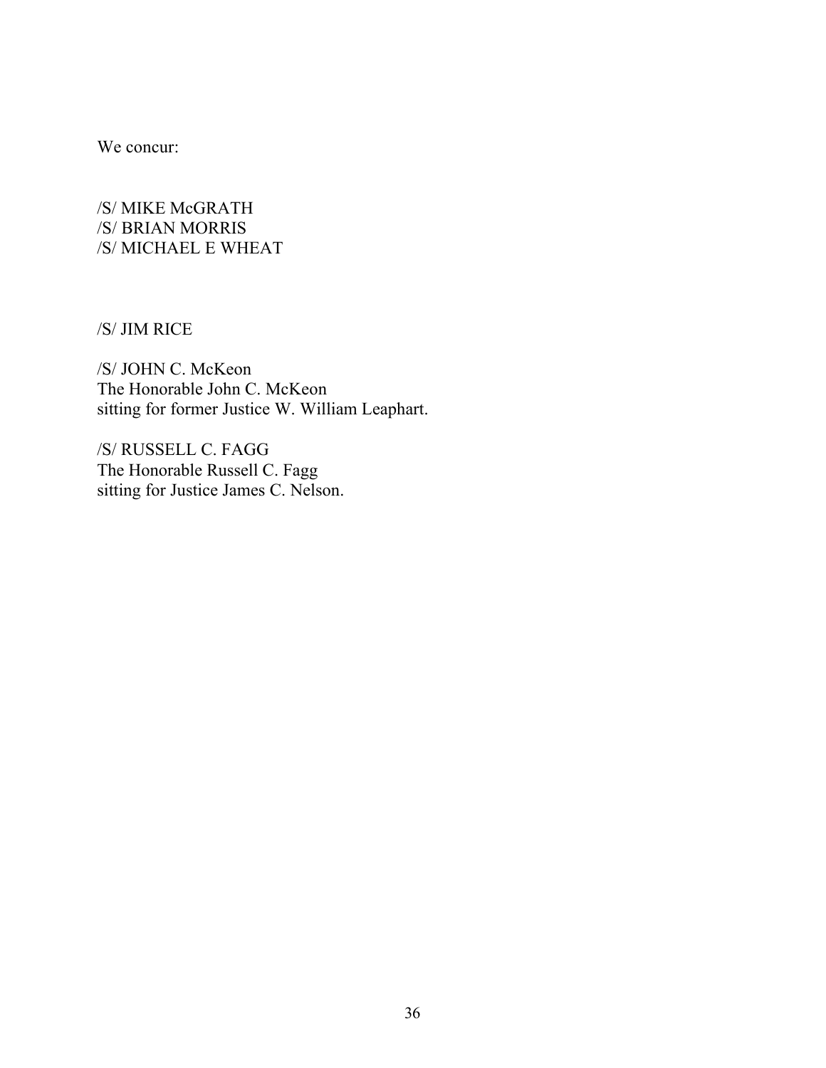We concur:

/S/ MIKE McGRATH
/S/ BRIAN MORRIS
/S/ MICHAEL E WHEAT

/S/ JIM RICE

/S/ JOHN C. McKeon
The Honorable John C. McKeon
sitting for former Justice W. William Leaphart.

/S/ RUSSELL C. FAGG
The Honorable Russell C. Fagg
sitting for Justice James C. Nelson.